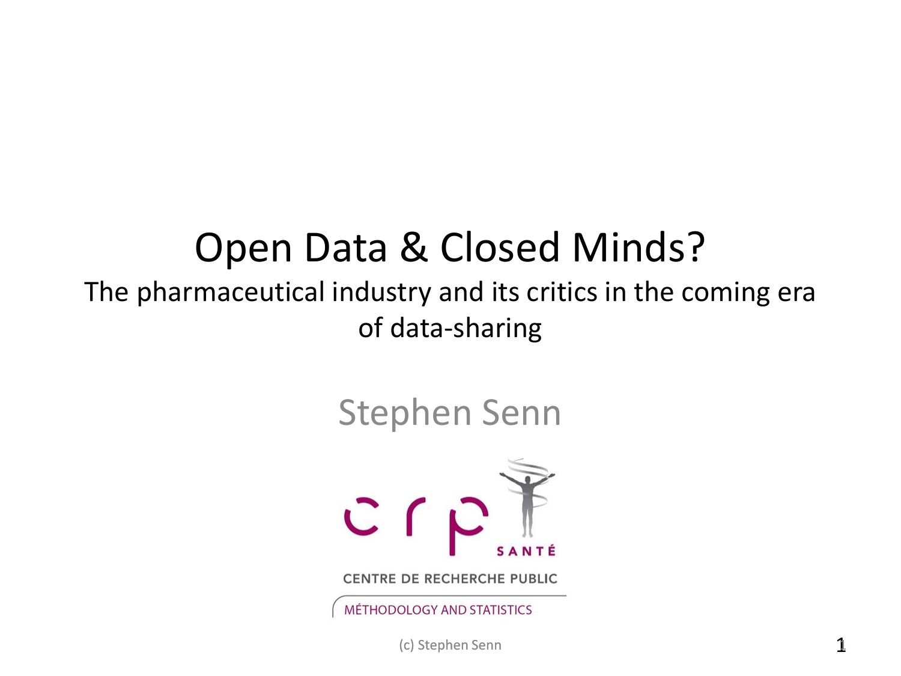# Open Data & Closed Minds?

## The pharmaceutical industry and its critics in the coming era of data-sharing

Stephen Senn

CRP SANTÉ

CENTRE DE RECHERCHE PUBLIC

MÉTHODOLOGY AND STATISTICS

(c) Stephen Senn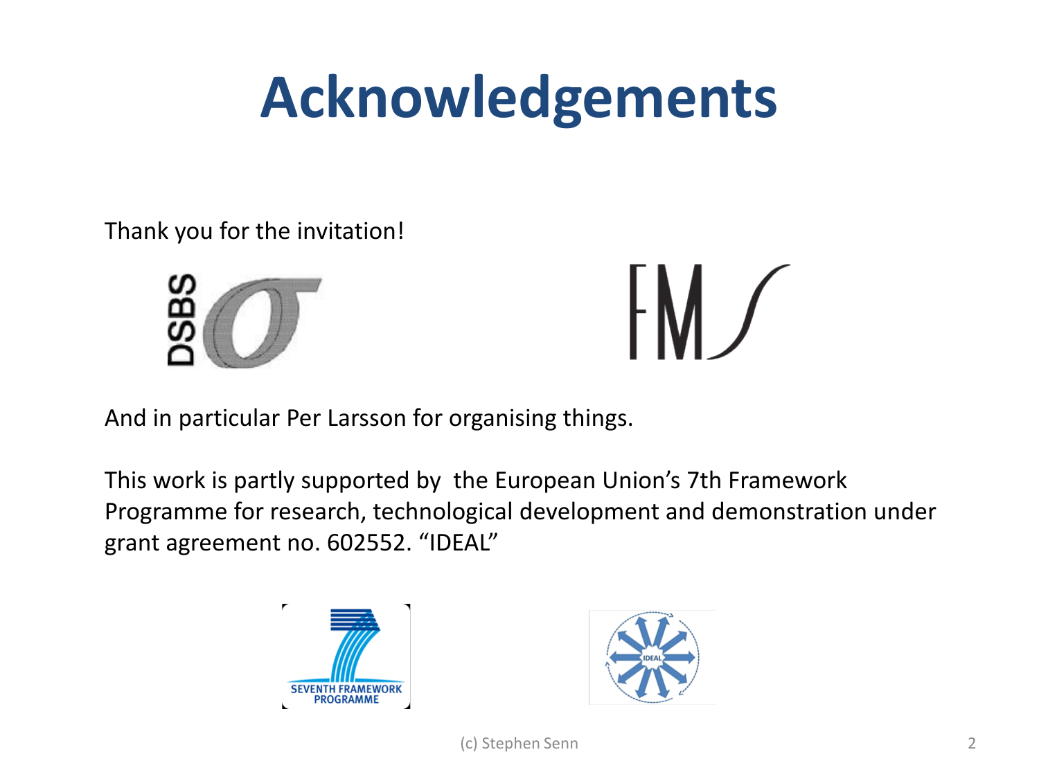# Acknowledgements

Thank you for the invitation!

And in particular Per Larsson for organising things.

This work is partly supported by the European Union's 7th Framework Programme for research, technological development and demonstration under grant agreement no. 602552. "IDEAL"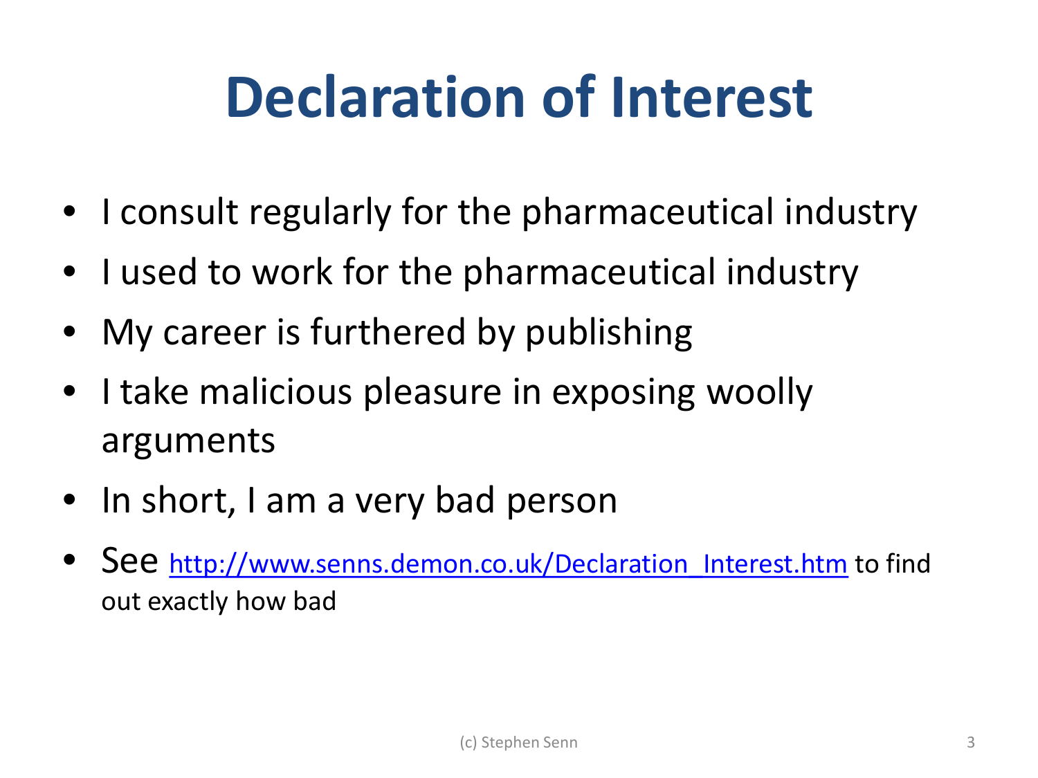# Declaration of Interest

- I consult regularly for the pharmaceutical industry
- I used to work for the pharmaceutical industry
- My career is furthered by publishing
- I take malicious pleasure in exposing woolly arguments
- In short, I am a very bad person
- See http://www.senns.demon.co.uk/Declaration_Interest.htm to find out exactly how bad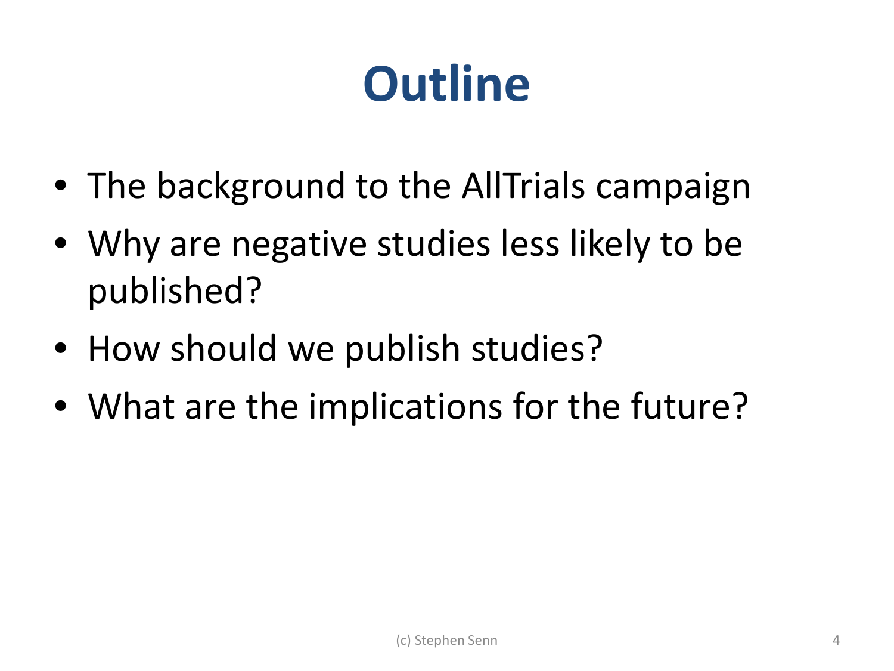# Outline

- The background to the AllTrials campaign
- Why are negative studies less likely to be published?
- How should we publish studies?
- What are the implications for the future?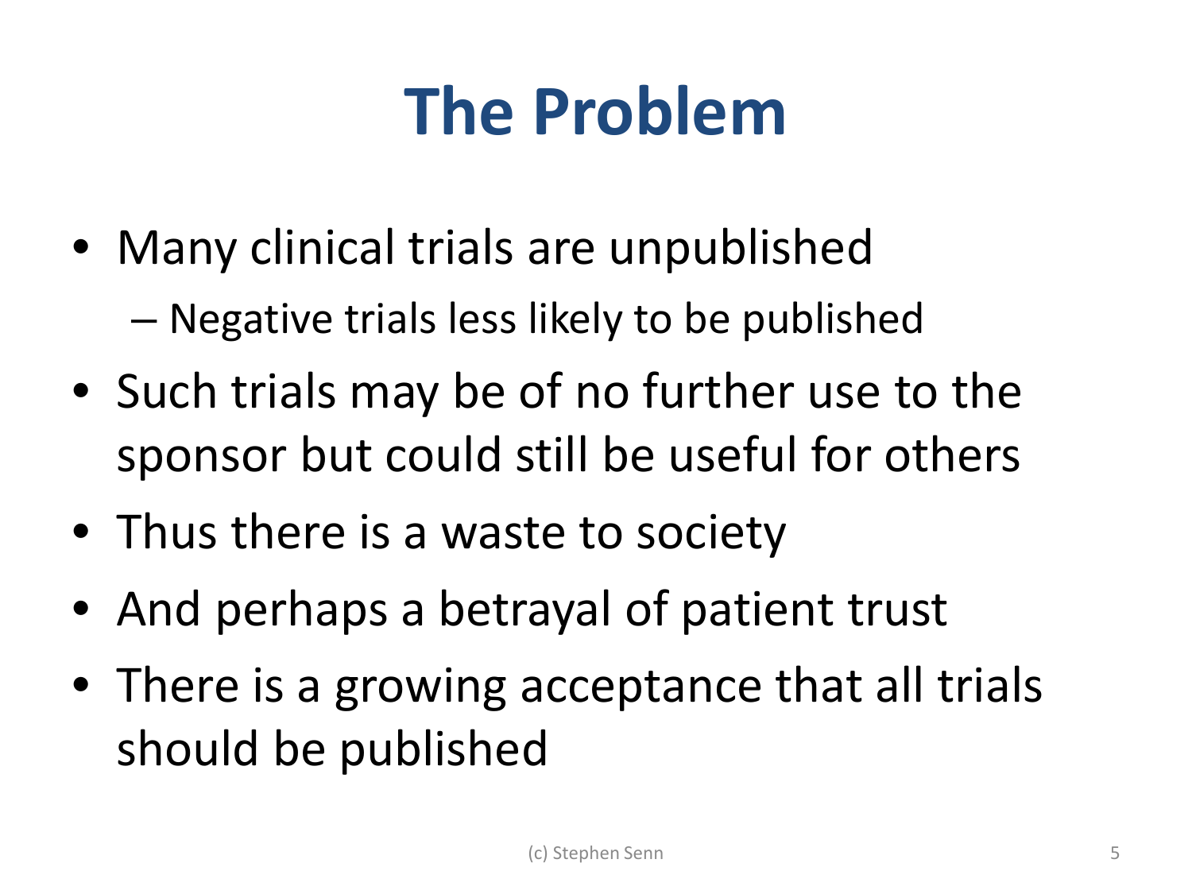# The Problem

- Many clinical trials are unpublished
  - Negative trials less likely to be published
- Such trials may be of no further use to the sponsor but could still be useful for others
- Thus there is a waste to society
- And perhaps a betrayal of patient trust
- There is a growing acceptance that all trials should be published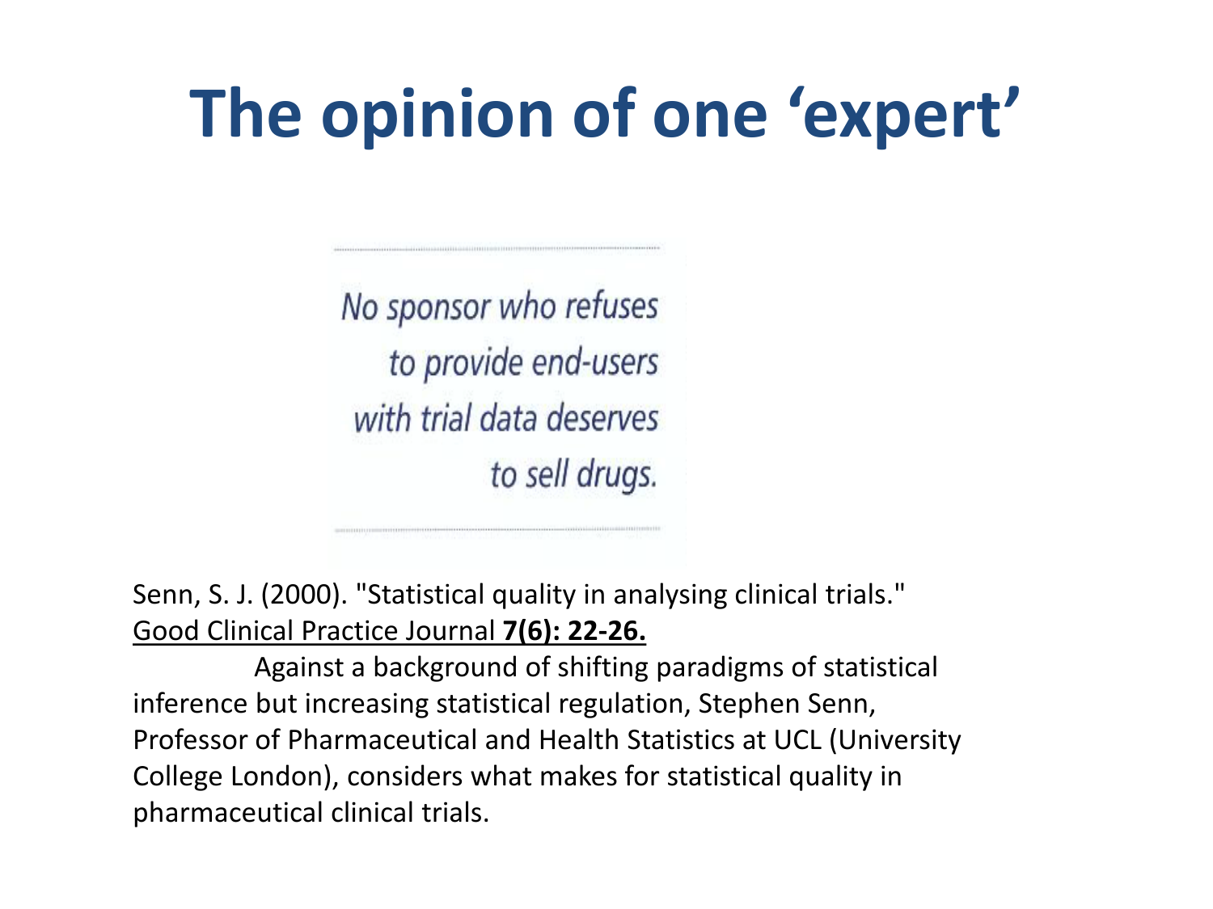# The opinion of one 'expert'

*No sponsor who refuses to provide end-users with trial data deserves to sell drugs.*

Senn, S. J. (2000). "Statistical quality in analysing clinical trials." Good Clinical Practice Journal **7(6): 22-26.**

Against a background of shifting paradigms of statistical inference but increasing statistical regulation, Stephen Senn, Professor of Pharmaceutical and Health Statistics at UCL (University College London), considers what makes for statistical quality in pharmaceutical clinical trials.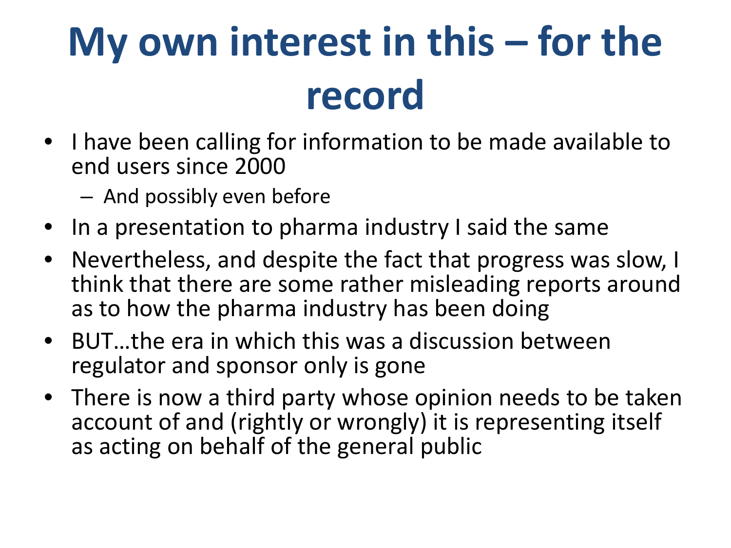# My own interest in this – for the record

- I have been calling for information to be made available to end users since 2000
  - And possibly even before
- In a presentation to pharma industry I said the same
- Nevertheless, and despite the fact that progress was slow, I think that there are some rather misleading reports around as to how the pharma industry has been doing
- BUT…the era in which this was a discussion between regulator and sponsor only is gone
- There is now a third party whose opinion needs to be taken account of and (rightly or wrongly) it is representing itself as acting on behalf of the general public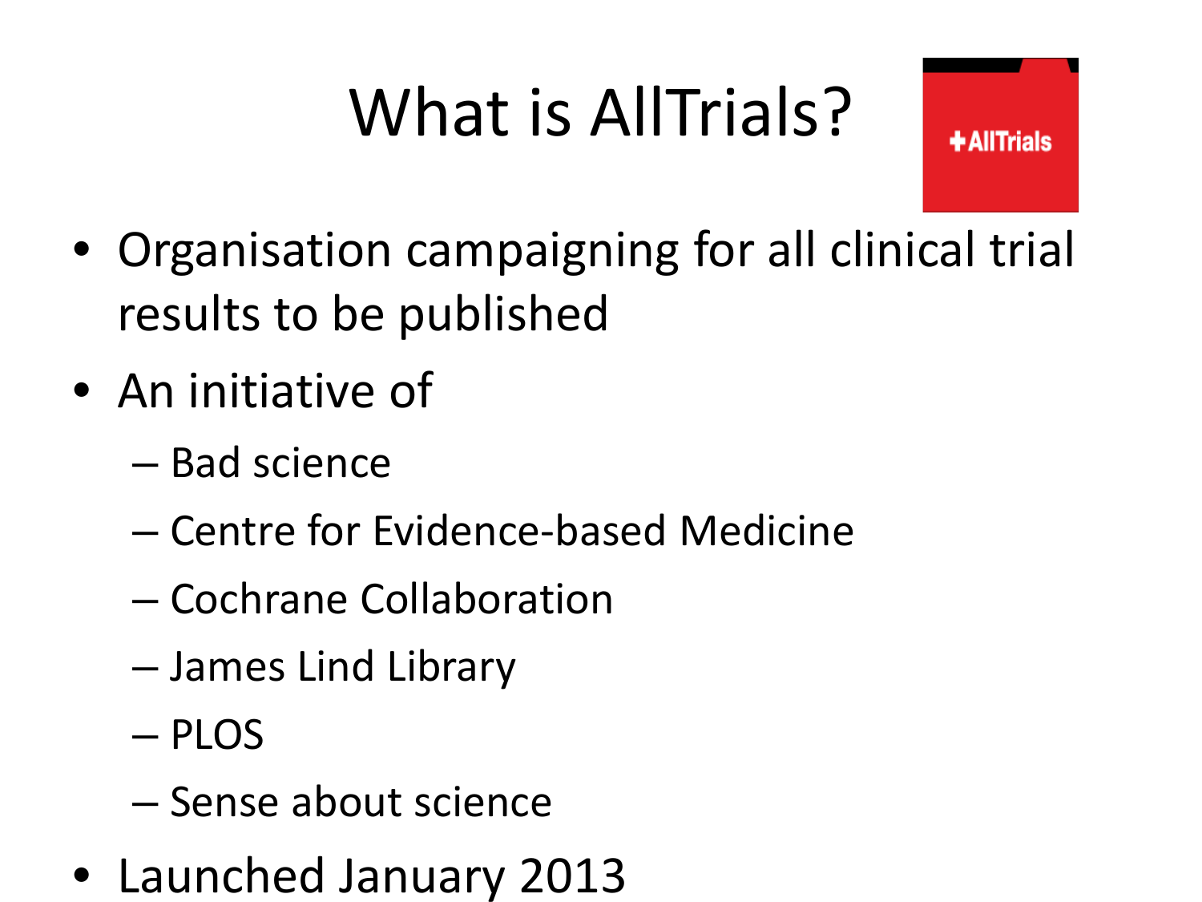# What is AllTrials?

- Organisation campaigning for all clinical trial results to be published
- An initiative of
  - Bad science
  - Centre for Evidence-based Medicine
  - Cochrane Collaboration
  - James Lind Library
  - PLOS
  - Sense about science
- Launched January 2013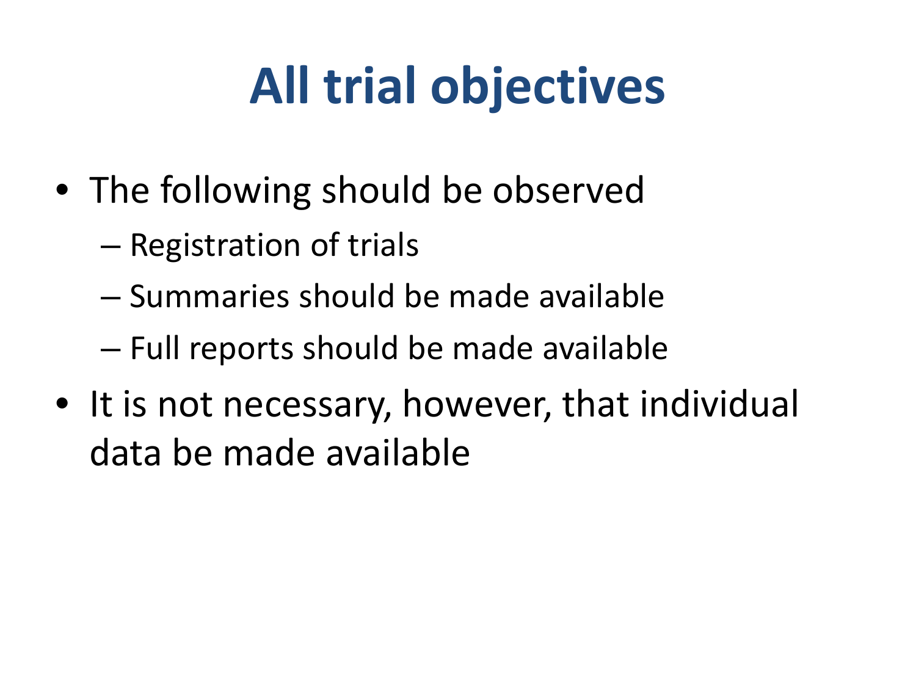# All trial objectives

- The following should be observed
  - Registration of trials
  - Summaries should be made available
  - Full reports should be made available
- It is not necessary, however, that individual data be made available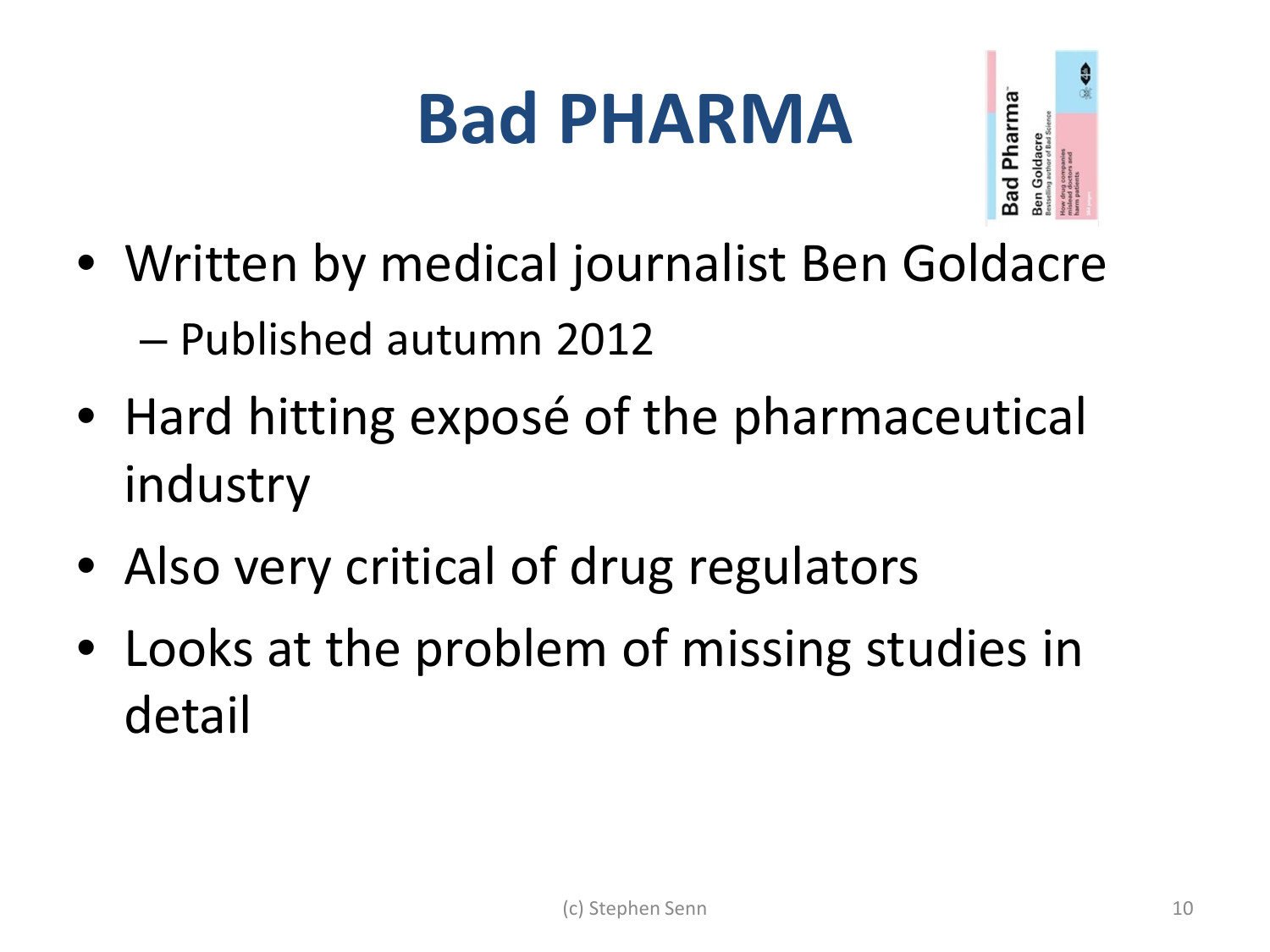# Bad PHARMA

- Written by medical journalist Ben Goldacre
  - Published autumn 2012
- Hard hitting exposé of the pharmaceutical industry
- Also very critical of drug regulators
- Looks at the problem of missing studies in detail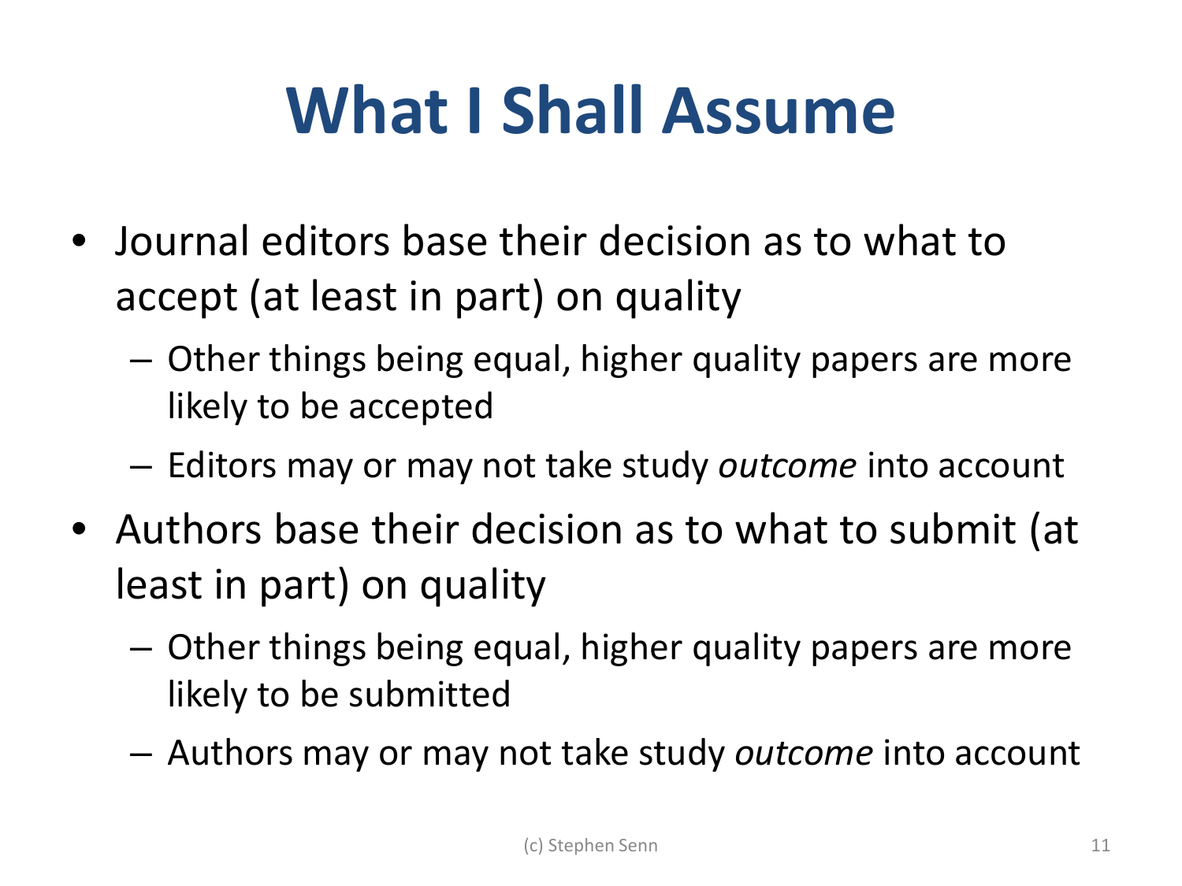# What I Shall Assume

- Journal editors base their decision as to what to accept (at least in part) on quality
  - Other things being equal, higher quality papers are more likely to be accepted
  - Editors may or may not take study *outcome* into account
- Authors base their decision as to what to submit (at least in part) on quality
  - Other things being equal, higher quality papers are more likely to be submitted
  - Authors may or may not take study *outcome* into account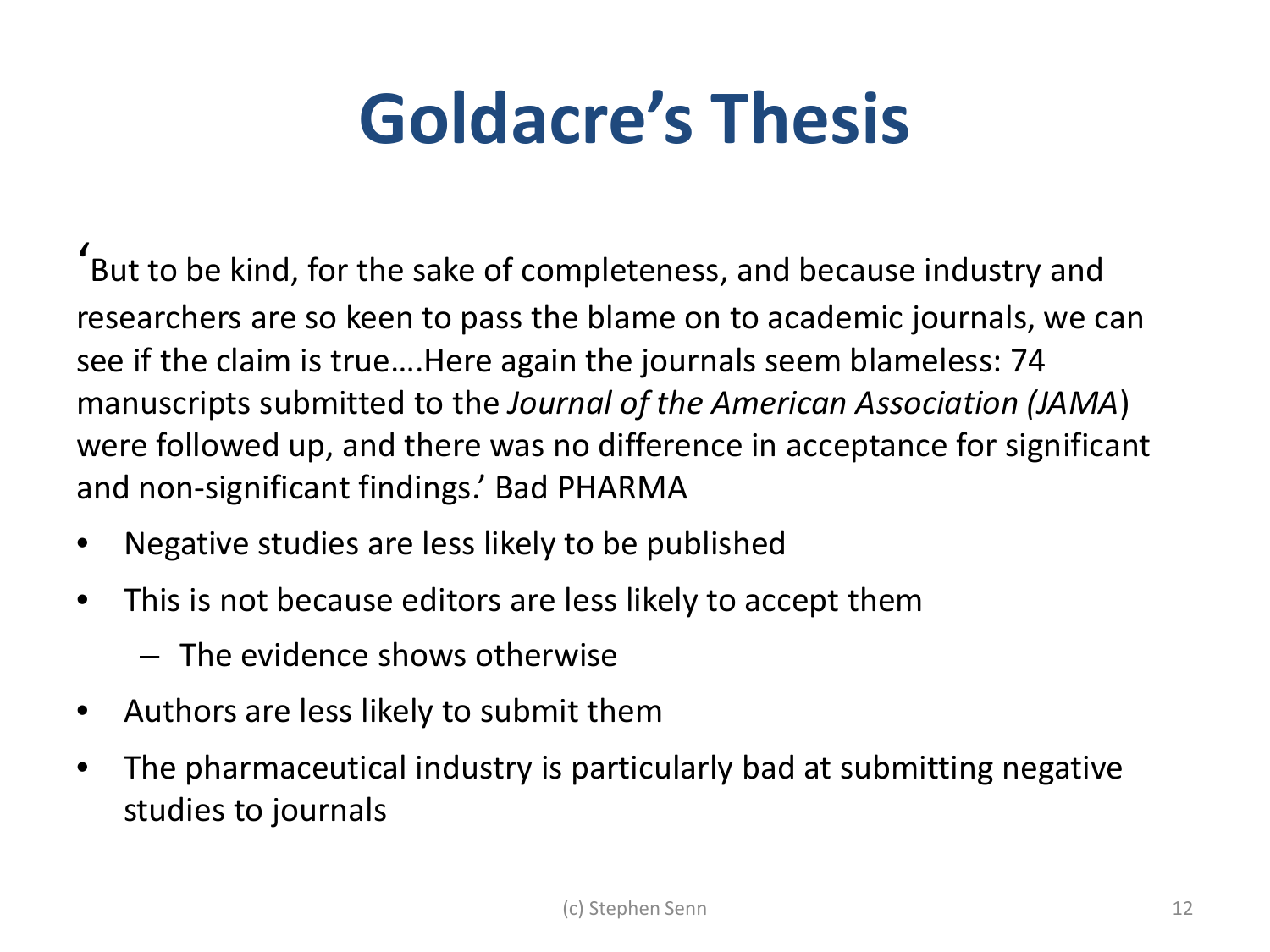# Goldacre's Thesis

'But to be kind, for the sake of completeness, and because industry and researchers are so keen to pass the blame on to academic journals, we can see if the claim is true….Here again the journals seem blameless: 74 manuscripts submitted to the *Journal of the American Association (JAMA*) were followed up, and there was no difference in acceptance for significant and non-significant findings.' Bad PHARMA

- Negative studies are less likely to be published
- This is not because editors are less likely to accept them
  - The evidence shows otherwise
- Authors are less likely to submit them
- The pharmaceutical industry is particularly bad at submitting negative studies to journals

(c) Stephen Senn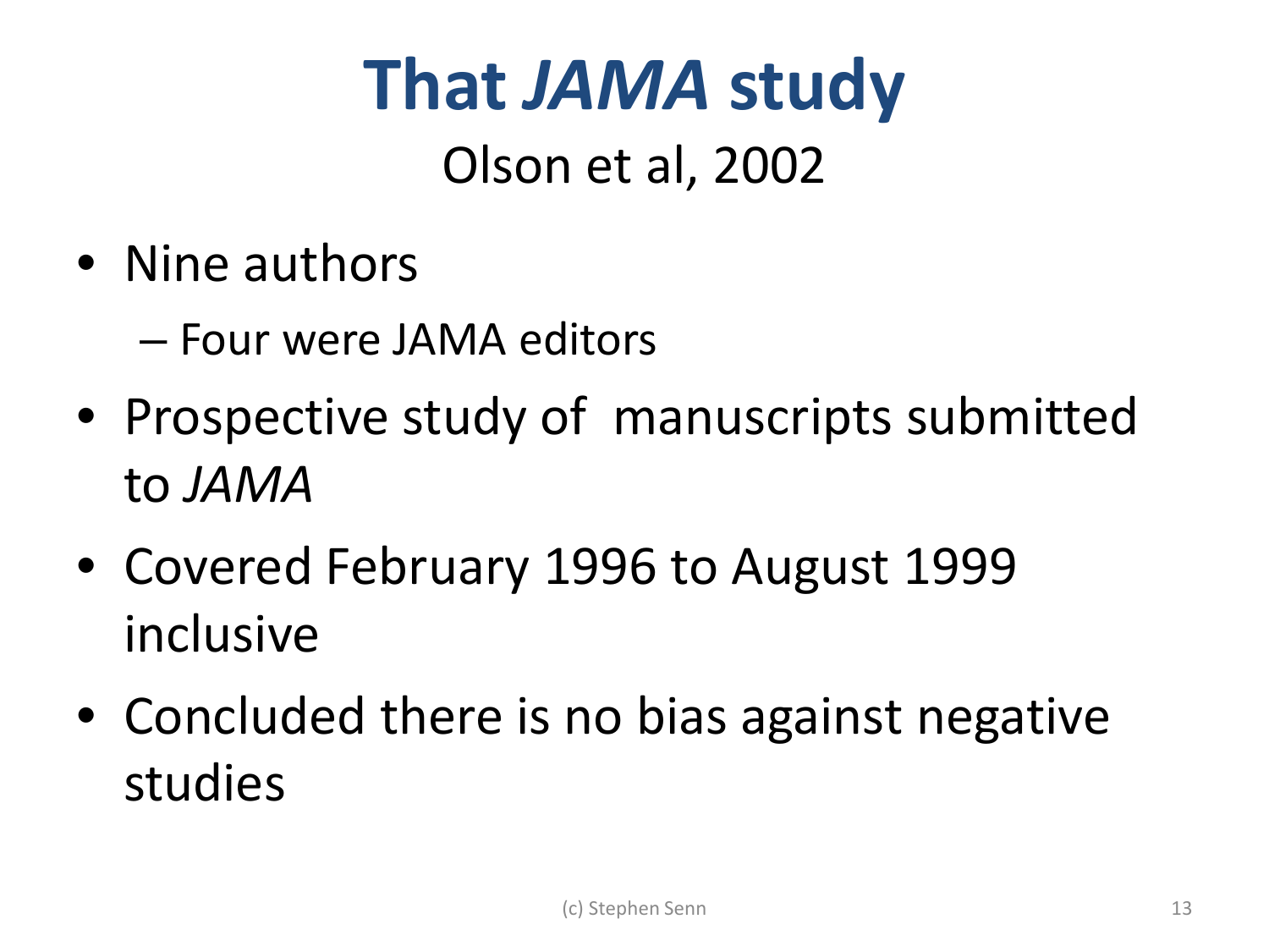# That *JAMA* study

Olson et al, 2002

- Nine authors
  - Four were JAMA editors
- Prospective study of manuscripts submitted to *JAMA*
- Covered February 1996 to August 1999 inclusive
- Concluded there is no bias against negative studies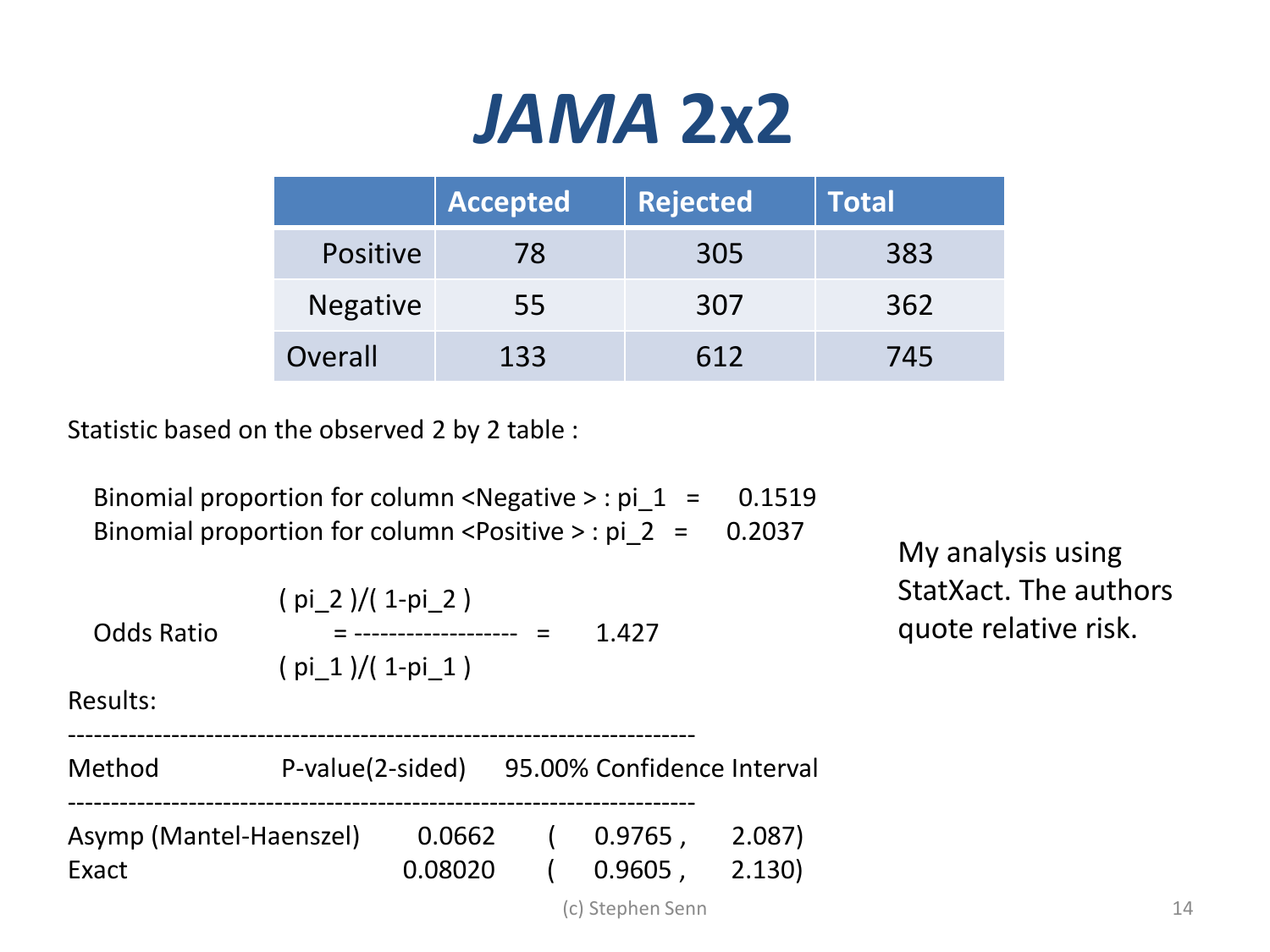# *JAMA* 2x2

| | Accepted | Rejected | Total |
|---|---|---|---|
| Positive | 78 | 305 | 383 |
| Negative | 55 | 307 | 362 |
| Overall | 133 | 612 | 745 |

Statistic based on the observed 2 by 2 table :

Binomial proportion for column <Negative > : pi_1 = 0.1519
Binomial proportion for column <Positive > : pi_2 = 0.2037

$$\text{Odds Ratio} = \frac{(\text{pi\_2})/(1-\text{pi\_2})}{(\text{pi\_1})/(1-\text{pi\_1})} = 1.427$$

Results:

```
-------------------------------------------------------------------
Method              P-value(2-sided)    95.00% Confidence Interval
-------------------------------------------------------------------
Asymp (Mantel-Haenszel)   0.0662     (   0.9765 ,    2.087)
Exact                     0.08020    (   0.9605 ,    2.130)
```

My analysis using StatXact. The authors quote relative risk.

(c) Stephen Senn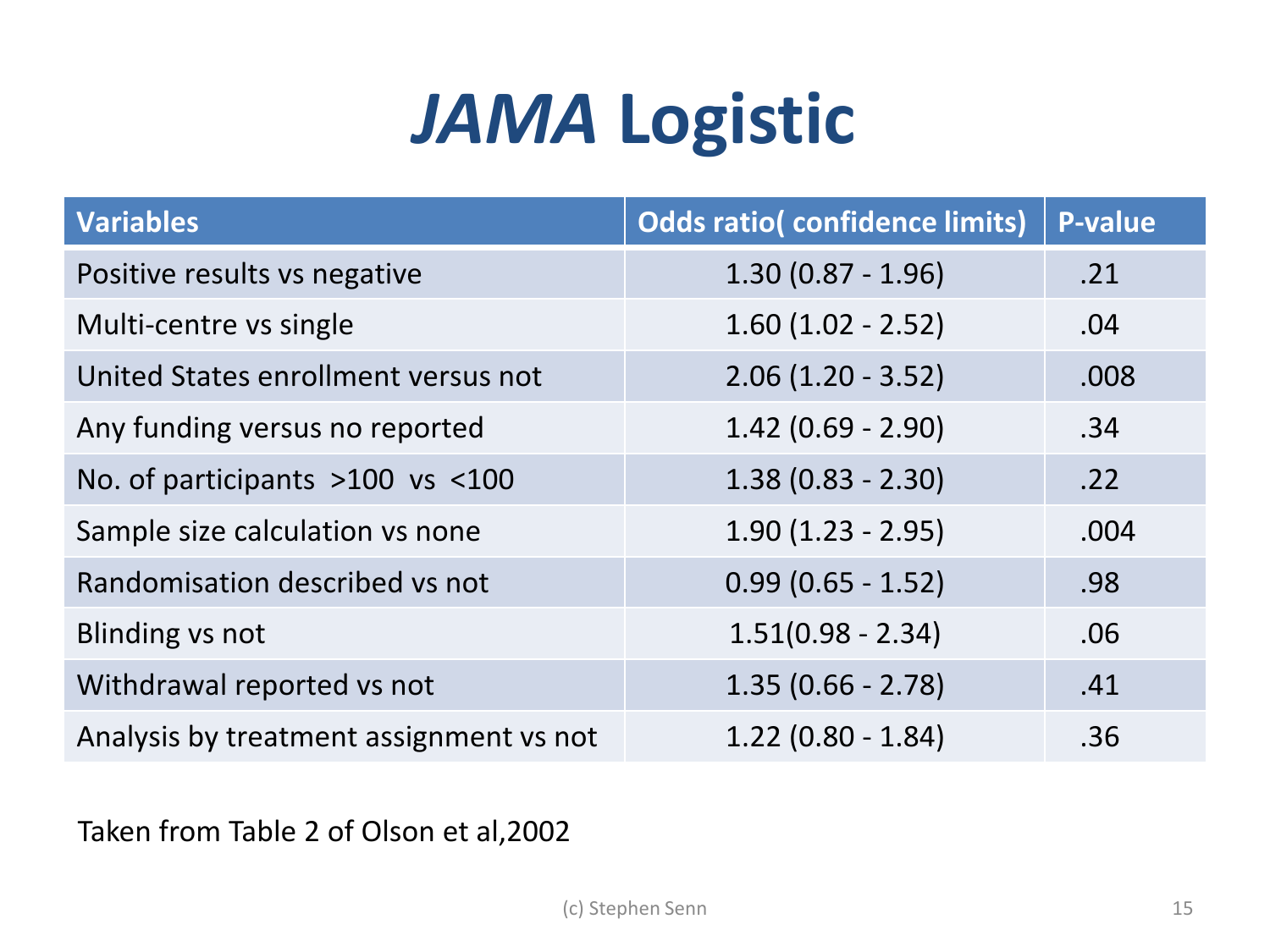# *JAMA* Logistic

| Variables | Odds ratio( confidence limits) | P-value |
|---|---|---|
| Positive results vs negative | 1.30 (0.87 - 1.96) | .21 |
| Multi-centre vs single | 1.60 (1.02 - 2.52) | .04 |
| United States enrollment versus not | 2.06 (1.20 - 3.52) | .008 |
| Any funding versus no reported | 1.42 (0.69 - 2.90) | .34 |
| No. of participants >100 vs <100 | 1.38 (0.83 - 2.30) | .22 |
| Sample size calculation vs none | 1.90 (1.23 - 2.95) | .004 |
| Randomisation described vs not | 0.99 (0.65 - 1.52) | .98 |
| Blinding vs not | 1.51(0.98 - 2.34) | .06 |
| Withdrawal reported vs not | 1.35 (0.66 - 2.78) | .41 |
| Analysis by treatment assignment vs not | 1.22 (0.80 - 1.84) | .36 |

Taken from Table 2 of Olson et al,2002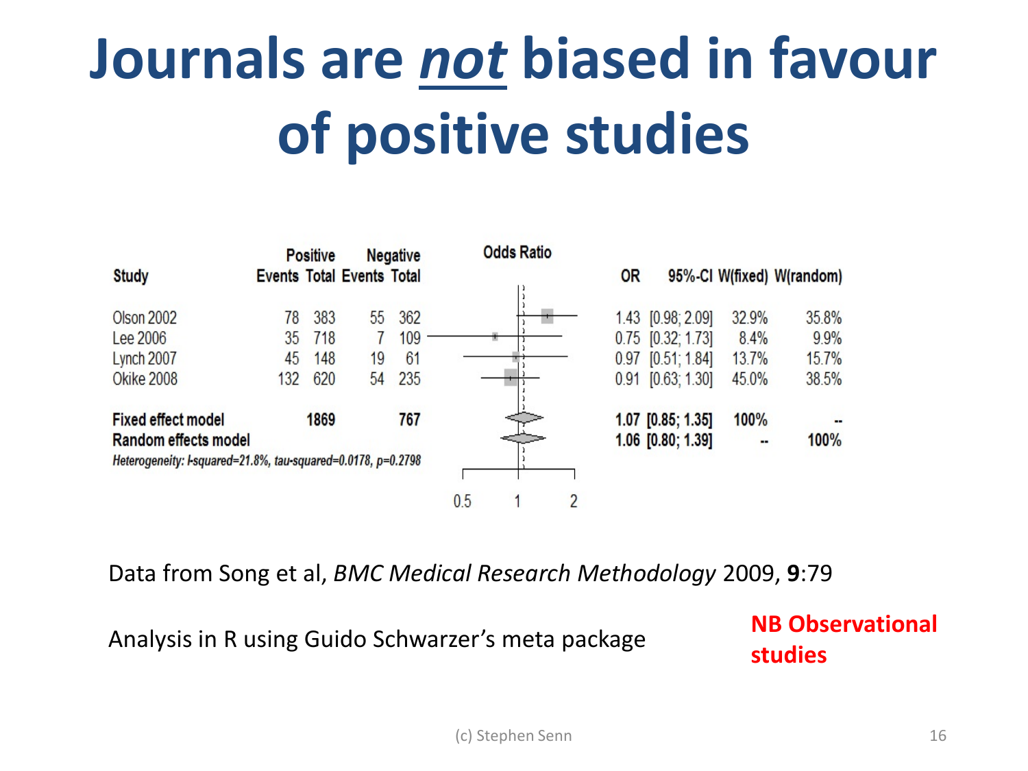# Journals are ***not*** biased in favour of positive studies

| Study | Positive Events | Positive Total | Negative Events | Negative Total | OR | 95%-CI | W(fixed) | W(random) |
|---|---|---|---|---|---|---|---|---|
| Olson 2002 | 78 | 383 | 55 | 362 | 1.43 | [0.98; 2.09] | 32.9% | 35.8% |
| Lee 2006 | 35 | 718 | 7 | 109 | 0.75 | [0.32; 1.73] | 8.4% | 9.9% |
| Lynch 2007 | 45 | 148 | 19 | 61 | 0.97 | [0.51; 1.84] | 13.7% | 15.7% |
| Okike 2008 | 132 | 620 | 54 | 235 | 0.91 | [0.63; 1.30] | 45.0% | 38.5% |
| **Fixed effect model** | | **1869** | | **767** | **1.07** | **[0.85; 1.35]** | **100%** | **--** |
| **Random effects model** | | | | | **1.06** | **[0.80; 1.39]** | **--** | **100%** |

*Heterogeneity: I-squared=21.8%, tau-squared=0.0178, p=0.2798*

Data from Song et al, *BMC Medical Research Methodology* 2009, **9**:79

Analysis in R using Guido Schwarzer's meta package

**NB Observational studies**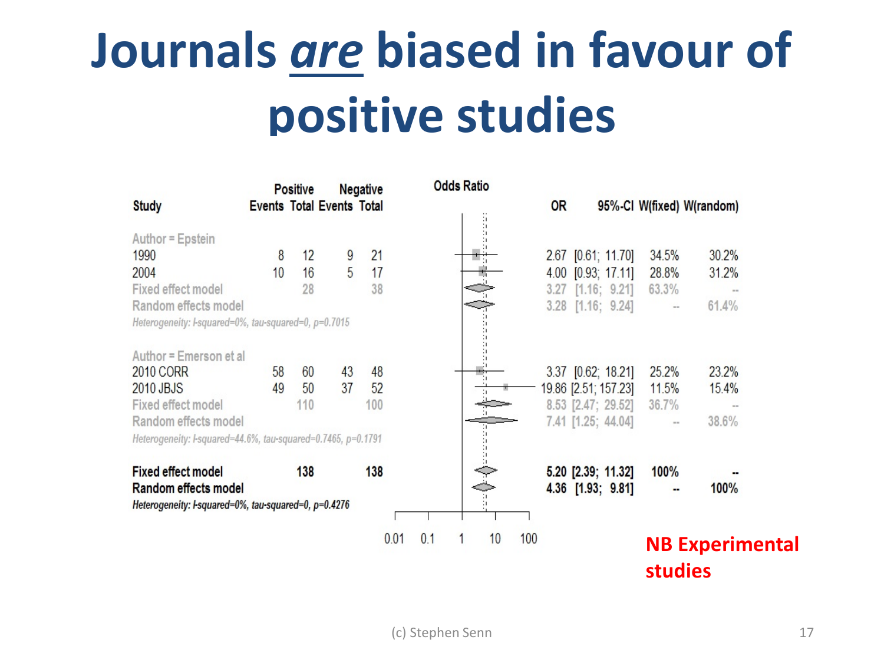# Journals *are* biased in favour of positive studies

| Study | Positive Events | Positive Total | Negative Events | Negative Total | OR | 95%-CI | W(fixed) | W(random) |
|---|---|---|---|---|---|---|---|---|
| **Author = Epstein** | | | | | | | | |
| 1990 | 8 | 12 | 9 | 21 | 2.67 | [0.61; 11.70] | 34.5% | 30.2% |
| 2004 | 10 | 16 | 5 | 17 | 4.00 | [0.93; 17.11] | 28.8% | 31.2% |
| Fixed effect model | | 28 | | 38 | 3.27 | [1.16; 9.21] | 63.3% | -- |
| Random effects model | | | | | 3.28 | [1.16; 9.24] | -- | 61.4% |
| *Heterogeneity: I-squared=0%, tau-squared=0, p=0.7015* | | | | | | | | |
| **Author = Emerson et al** | | | | | | | | |
| 2010 CORR | 58 | 60 | 43 | 48 | 3.37 | [0.62; 18.21] | 25.2% | 23.2% |
| 2010 JBJS | 49 | 50 | 37 | 52 | 19.86 | [2.51; 157.23] | 11.5% | 15.4% |
| Fixed effect model | | 110 | | 100 | 8.53 | [2.47; 29.52] | 36.7% | -- |
| Random effects model | | | | | 7.41 | [1.25; 44.04] | -- | 38.6% |
| *Heterogeneity: I-squared=44.6%, tau-squared=0.7465, p=0.1791* | | | | | | | | |
| **Fixed effect model** | | **138** | | **138** | **5.20** | **[2.39; 11.32]** | **100%** | **--** |
| **Random effects model** | | | | | **4.36** | **[1.93; 9.81]** | **--** | **100%** |
| *Heterogeneity: I-squared=0%, tau-squared=0, p=0.4276* | | | | | | | | |

Odds Ratio (axis: 0.01, 0.1, 1, 10, 100)

**NB Experimental studies**

(c) Stephen Senn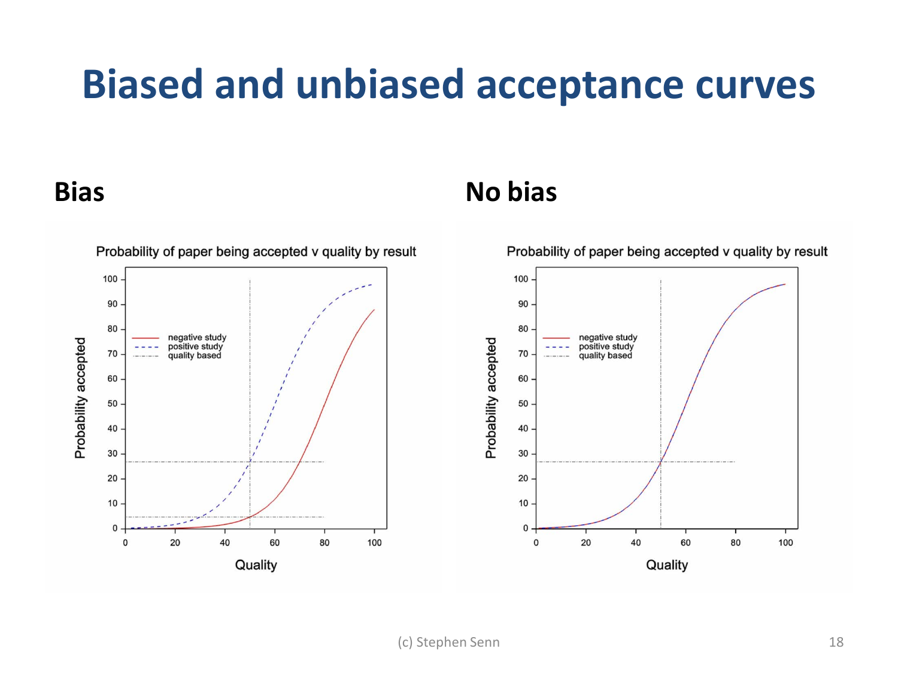# Biased and unbiased acceptance curves

## Bias

## No bias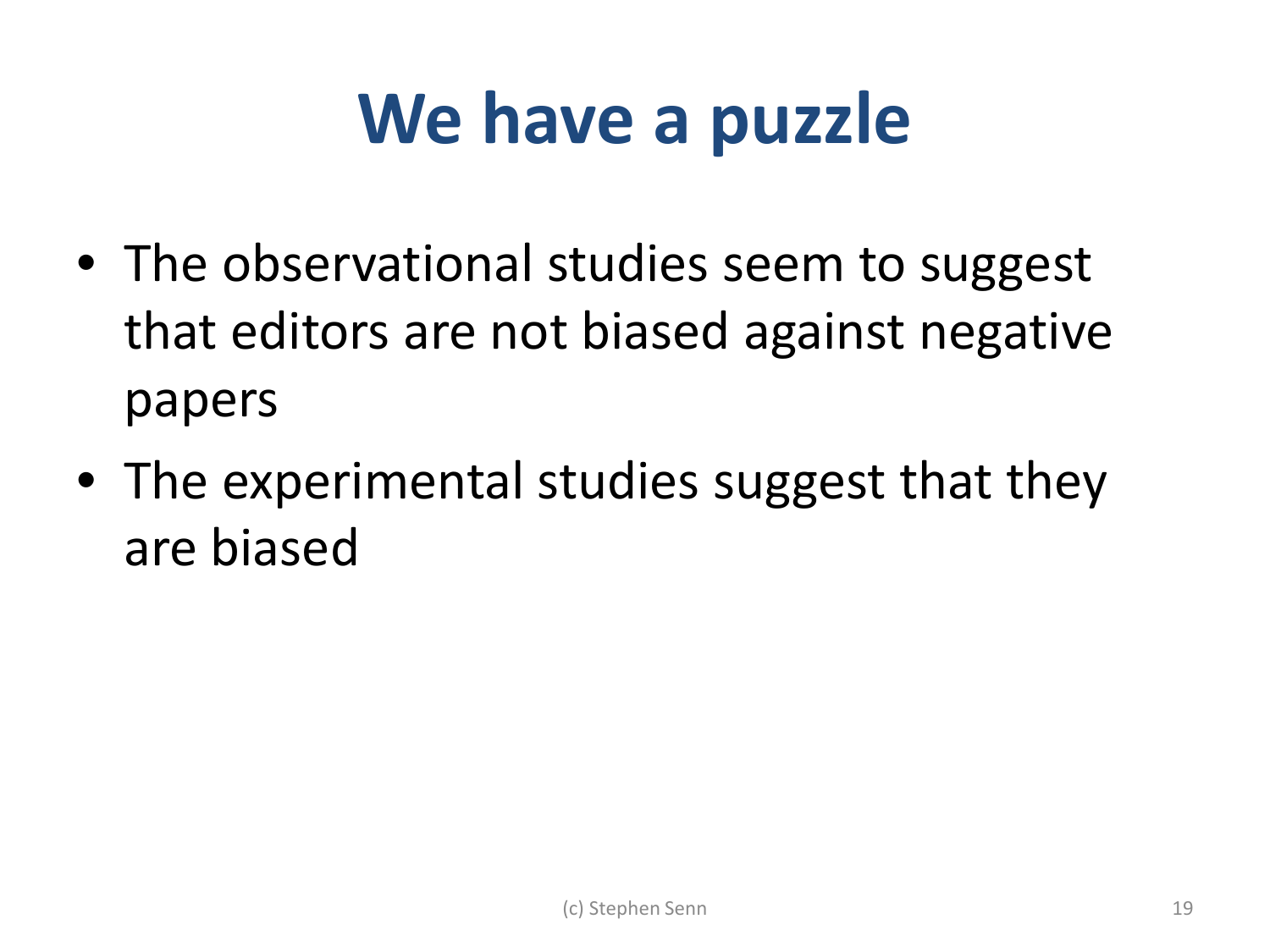# We have a puzzle

- The observational studies seem to suggest that editors are not biased against negative papers
- The experimental studies suggest that they are biased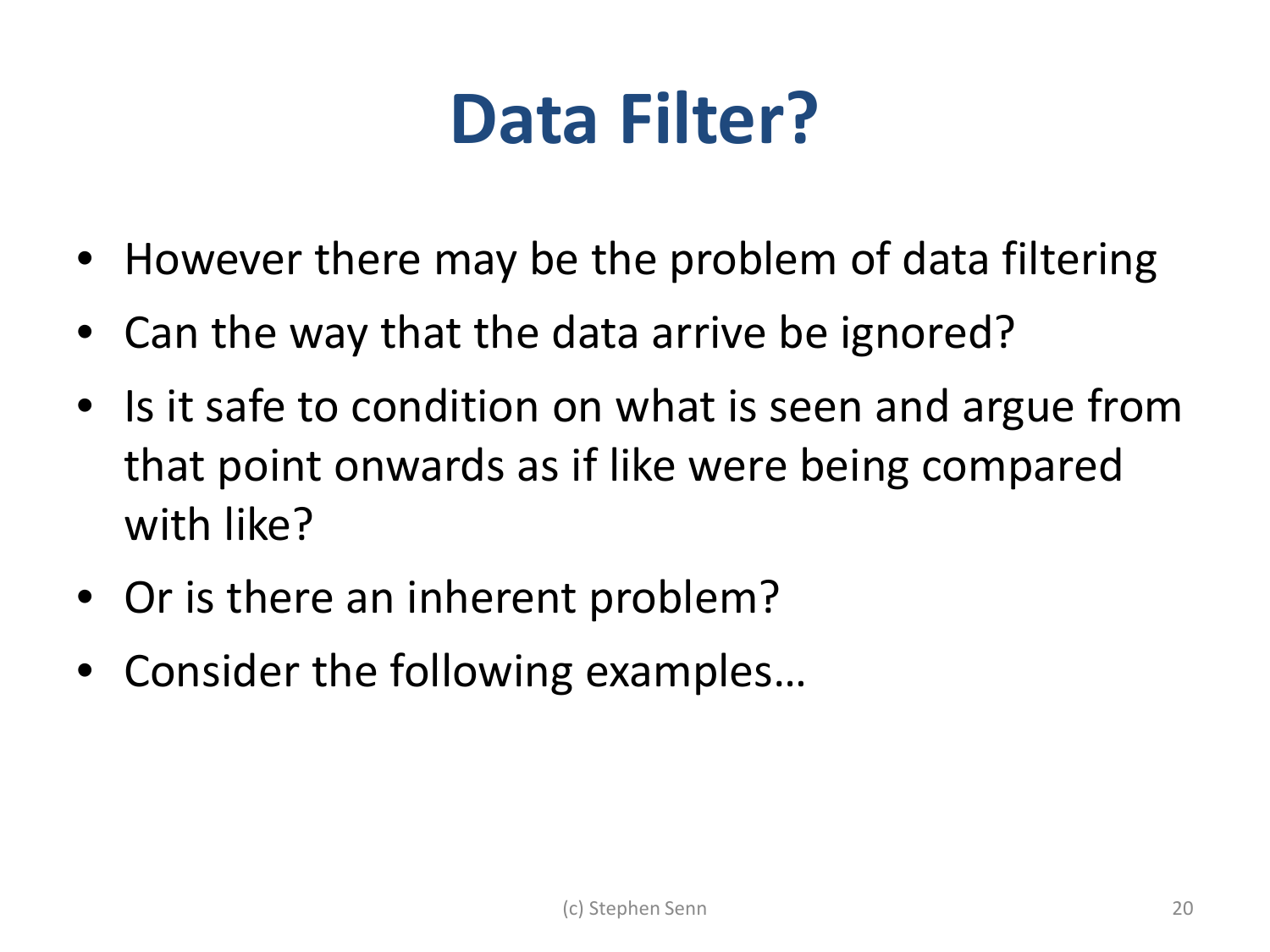# Data Filter?

- However there may be the problem of data filtering
- Can the way that the data arrive be ignored?
- Is it safe to condition on what is seen and argue from that point onwards as if like were being compared with like?
- Or is there an inherent problem?
- Consider the following examples…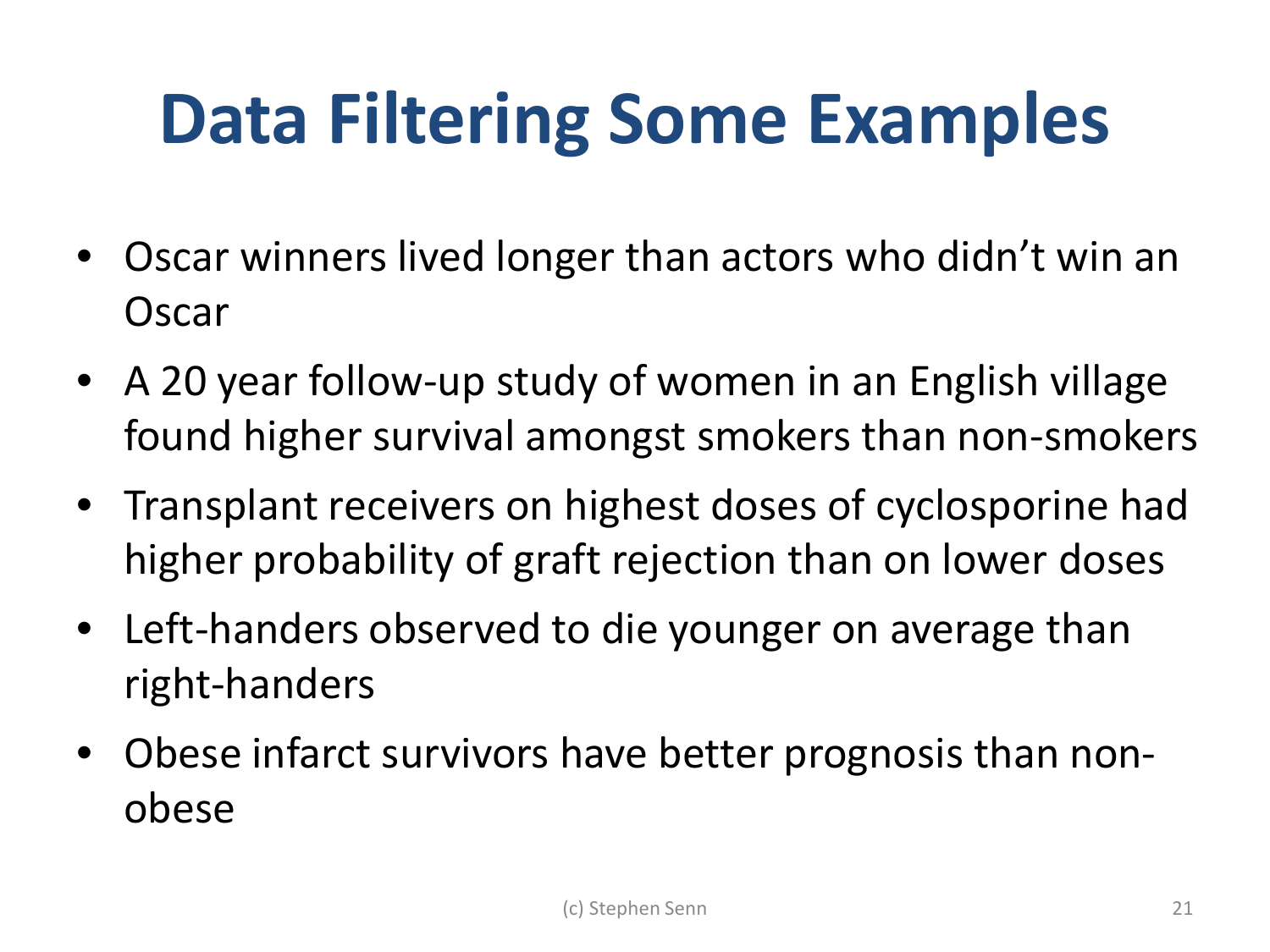# Data Filtering Some Examples

- Oscar winners lived longer than actors who didn't win an Oscar
- A 20 year follow-up study of women in an English village found higher survival amongst smokers than non-smokers
- Transplant receivers on highest doses of cyclosporine had higher probability of graft rejection than on lower doses
- Left-handers observed to die younger on average than right-handers
- Obese infarct survivors have better prognosis than non-obese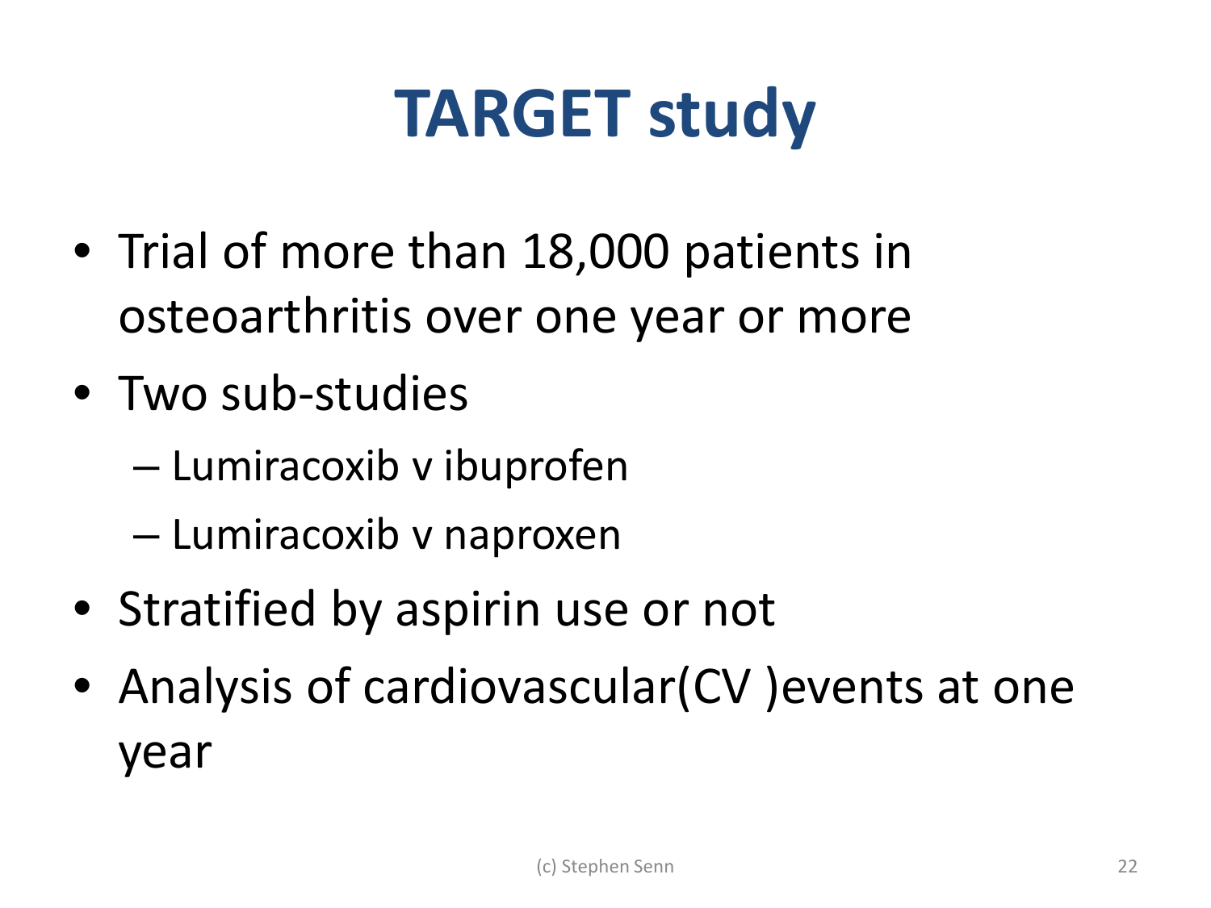# TARGET study

- Trial of more than 18,000 patients in osteoarthritis over one year or more
- Two sub-studies
  - Lumiracoxib v ibuprofen
  - Lumiracoxib v naproxen
- Stratified by aspirin use or not
- Analysis of cardiovascular(CV )events at one year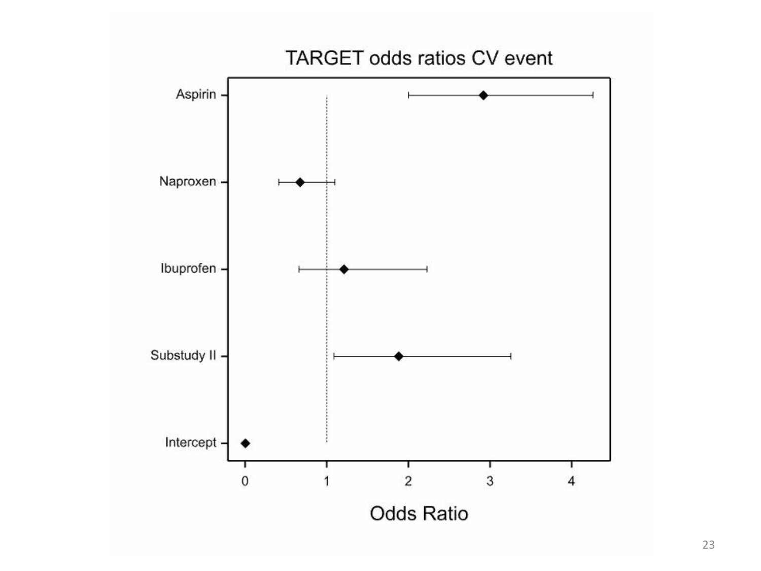## TARGET odds ratios CV event

Aspirin

Naproxen

Ibuprofen

Substudy II

Intercept

0 1 2 3 4

Odds Ratio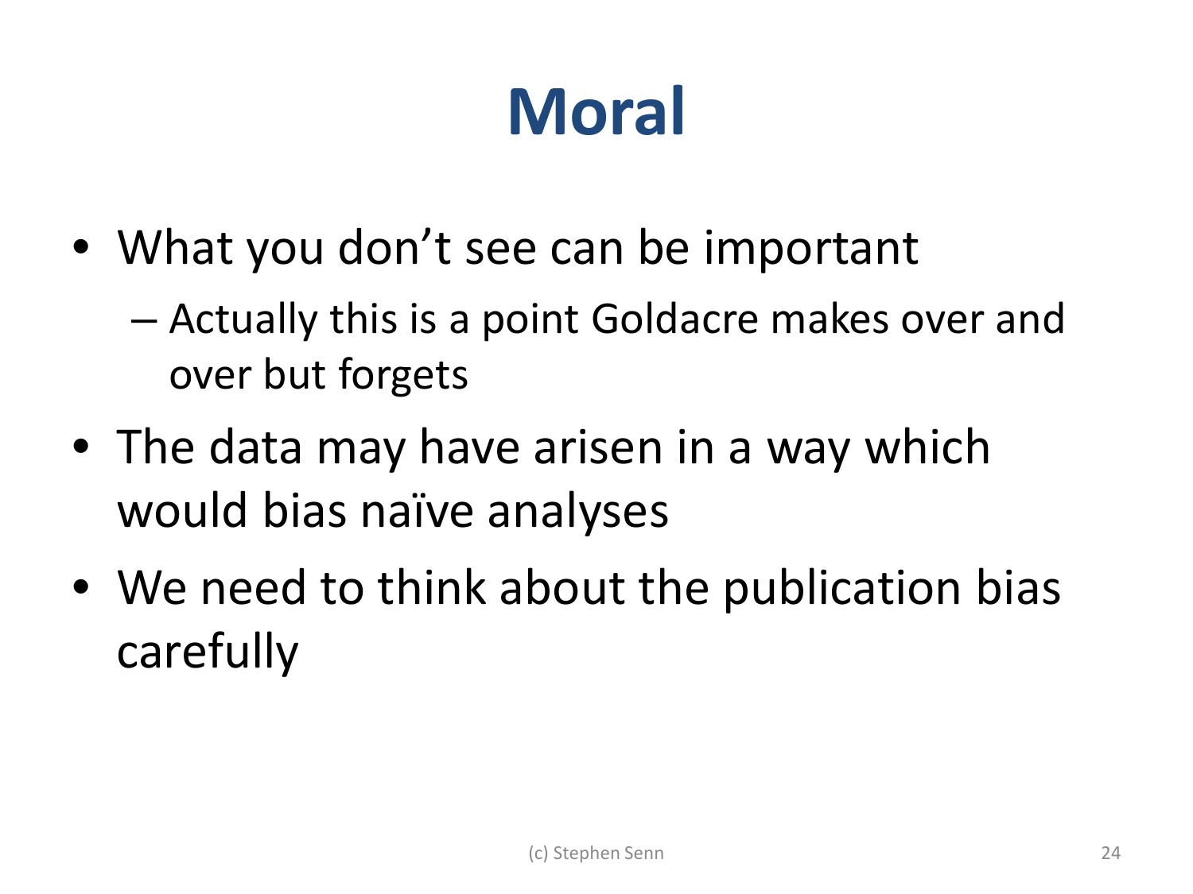# Moral

- What you don't see can be important
  - Actually this is a point Goldacre makes over and over but forgets
- The data may have arisen in a way which would bias naïve analyses
- We need to think about the publication bias carefully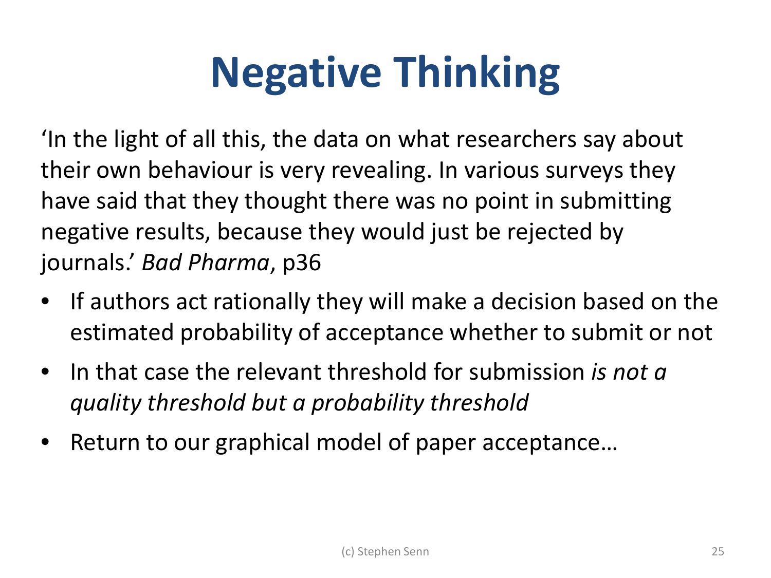# Negative Thinking

'In the light of all this, the data on what researchers say about their own behaviour is very revealing. In various surveys they have said that they thought there was no point in submitting negative results, because they would just be rejected by journals.' *Bad Pharma*, p36

- If authors act rationally they will make a decision based on the estimated probability of acceptance whether to submit or not
- In that case the relevant threshold for submission *is not a quality threshold but a probability threshold*
- Return to our graphical model of paper acceptance…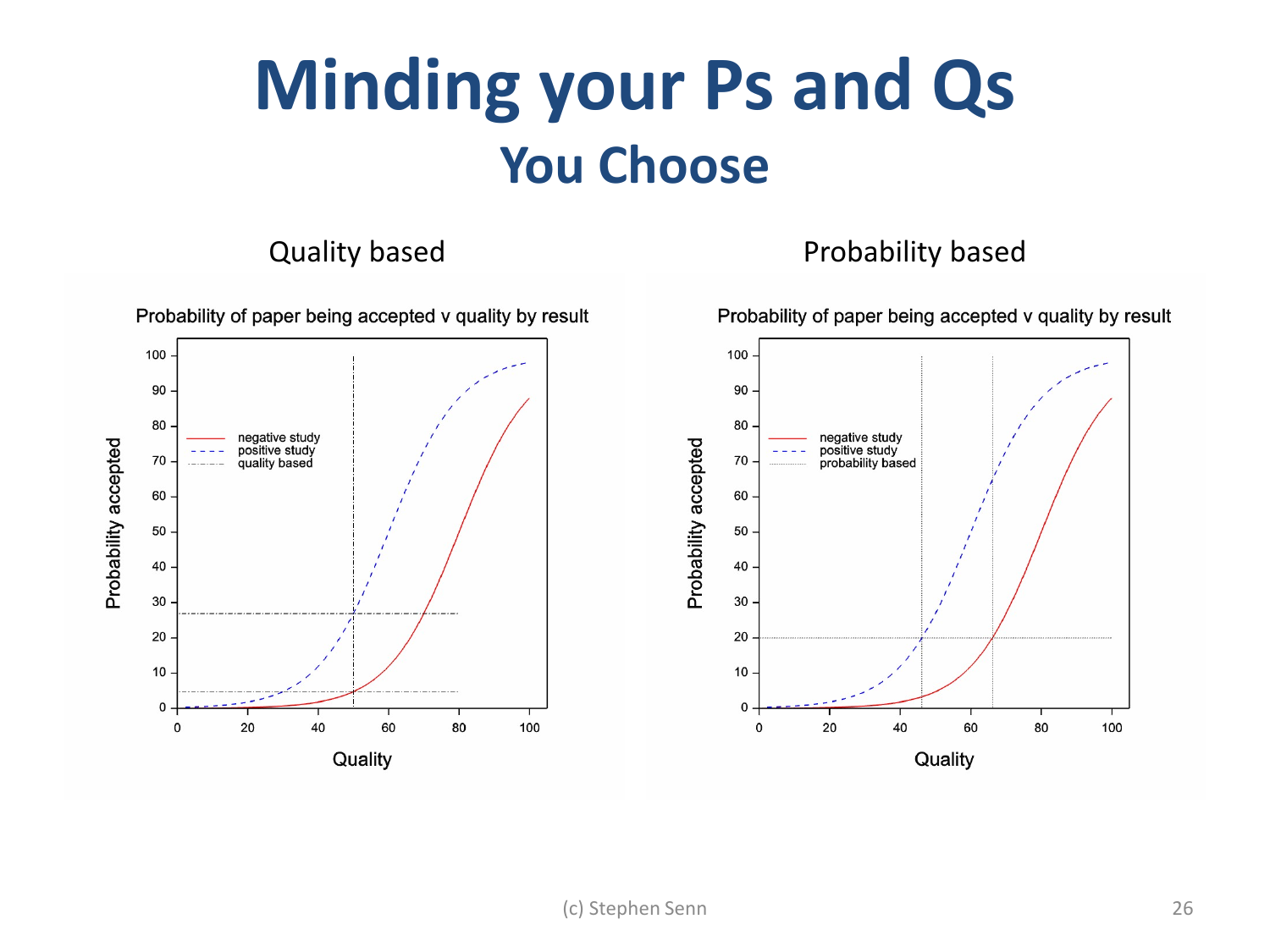# Minding your Ps and Qs

## You Choose

Quality based

Probability of paper being accepted v quality by result

Probability based

Probability of paper being accepted v quality by result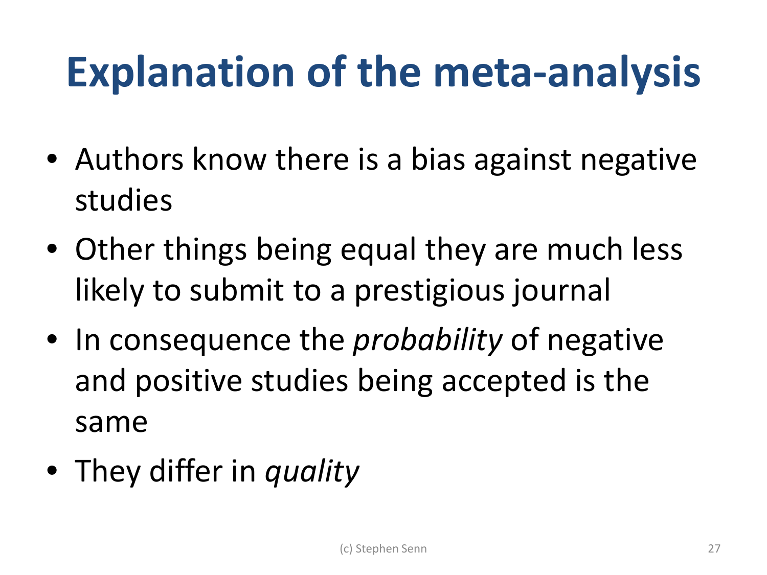# Explanation of the meta-analysis

- Authors know there is a bias against negative studies
- Other things being equal they are much less likely to submit to a prestigious journal
- In consequence the *probability* of negative and positive studies being accepted is the same
- They differ in *quality*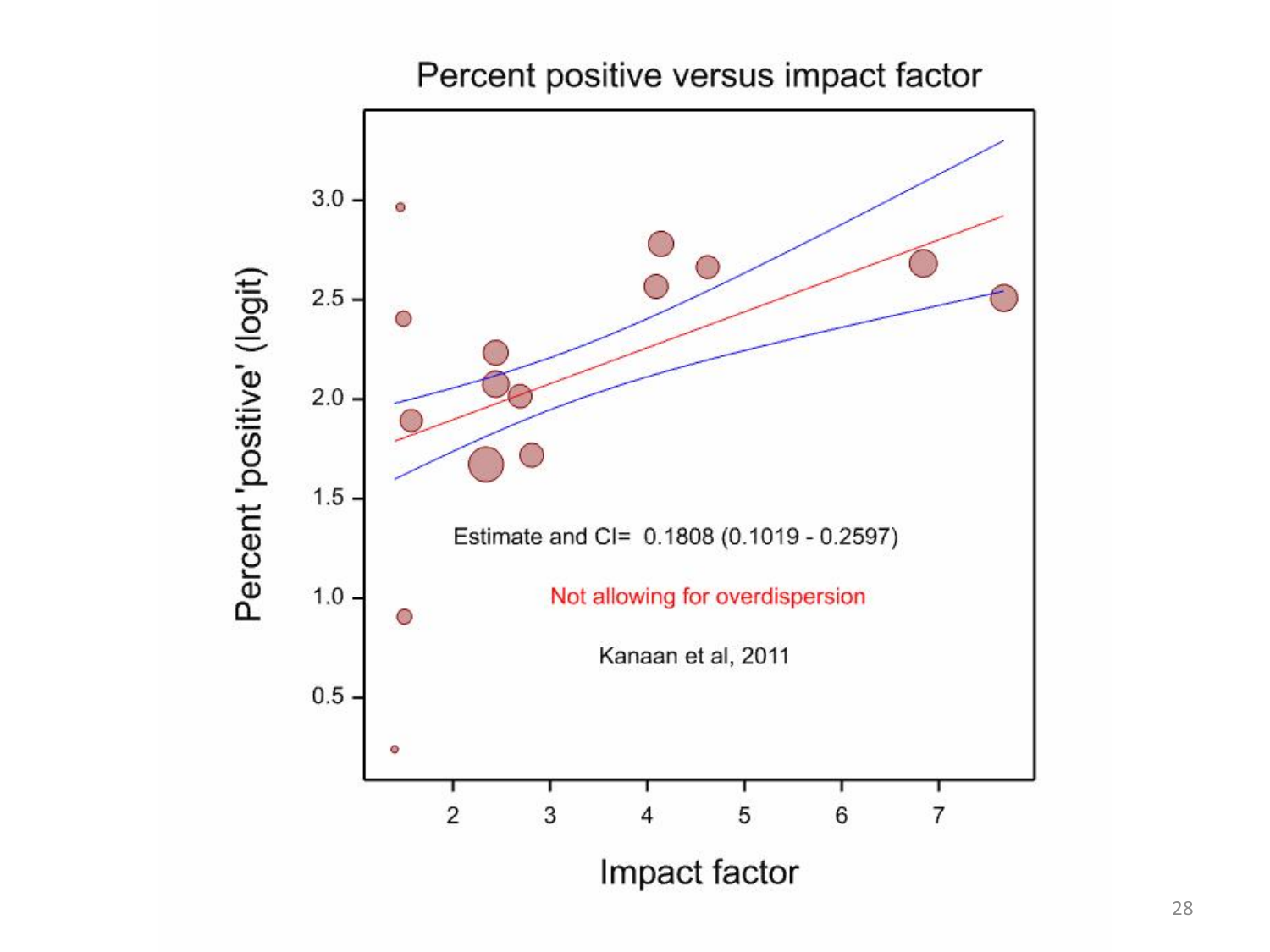## Percent positive versus impact factor

Percent 'positive' (logit)

3.0
2.5
2.0
1.5
1.0
0.5

Estimate and CI= 0.1808 (0.1019 - 0.2597)

Not allowing for overdispersion

Kanaan et al, 2011

2 3 4 5 6 7

Impact factor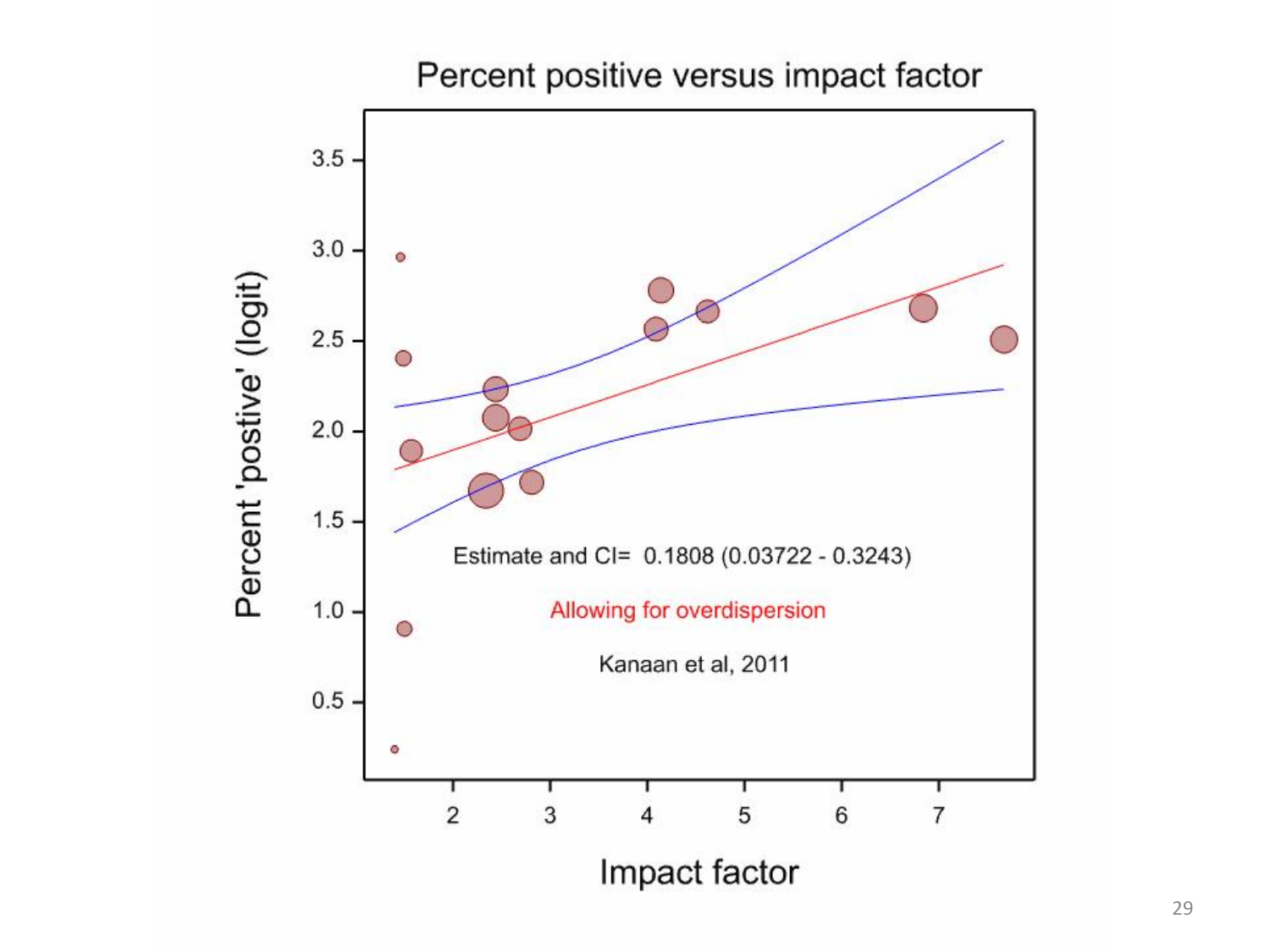## Percent positive versus impact factor

Estimate and CI= 0.1808 (0.03722 - 0.3243)

Allowing for overdispersion

Kanaan et al, 2011

Percent 'postive' (logit)

Impact factor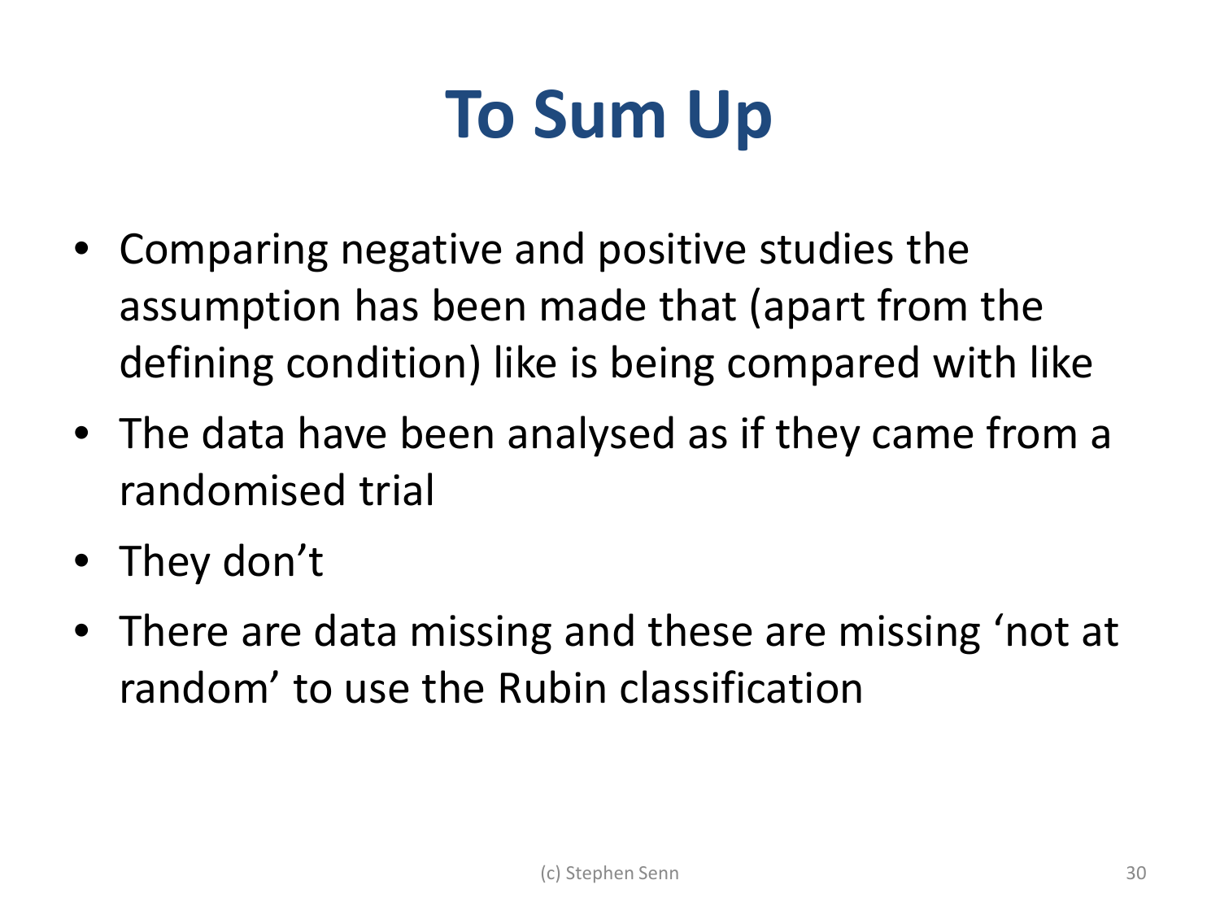# To Sum Up

- Comparing negative and positive studies the assumption has been made that (apart from the defining condition) like is being compared with like
- The data have been analysed as if they came from a randomised trial
- They don't
- There are data missing and these are missing 'not at random' to use the Rubin classification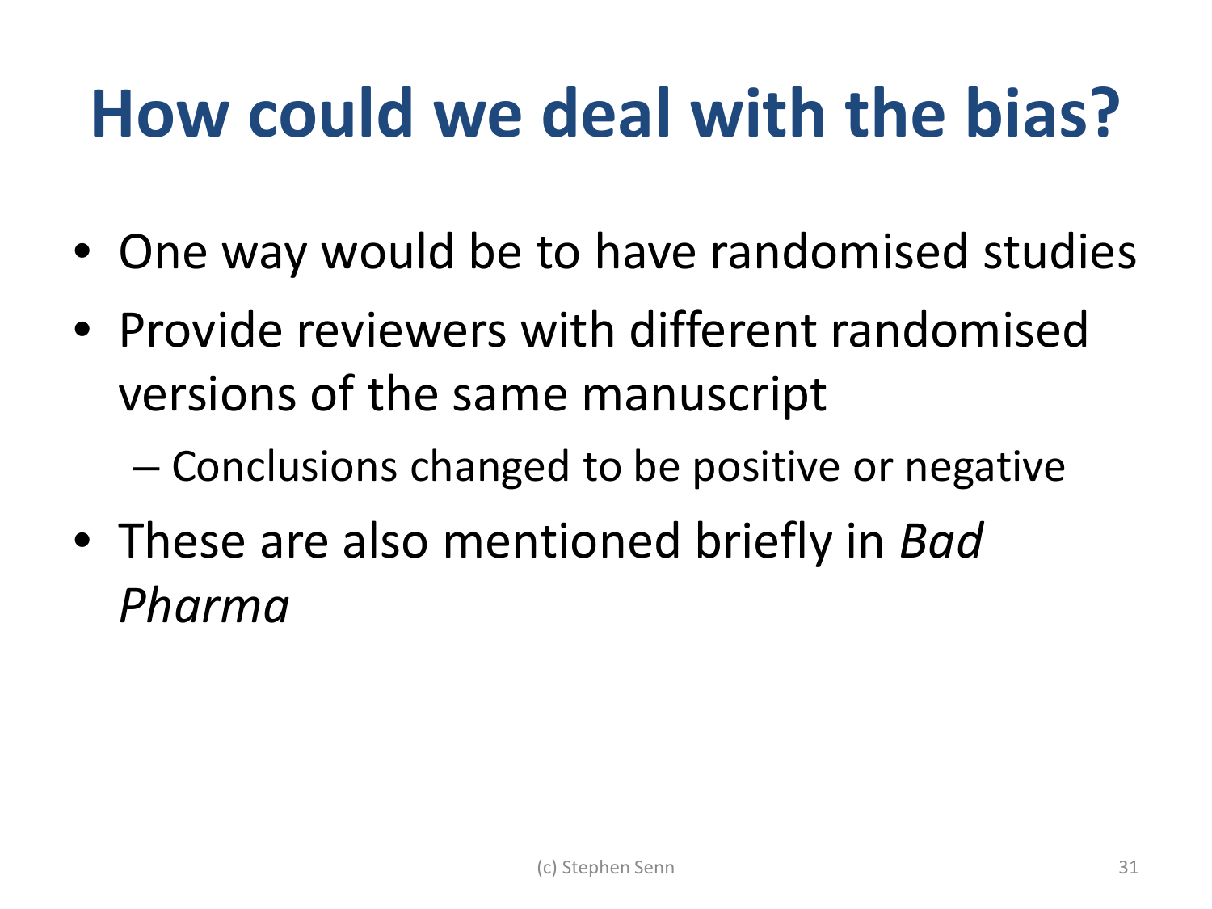# How could we deal with the bias?

- One way would be to have randomised studies
- Provide reviewers with different randomised versions of the same manuscript
  - Conclusions changed to be positive or negative
- These are also mentioned briefly in *Bad Pharma*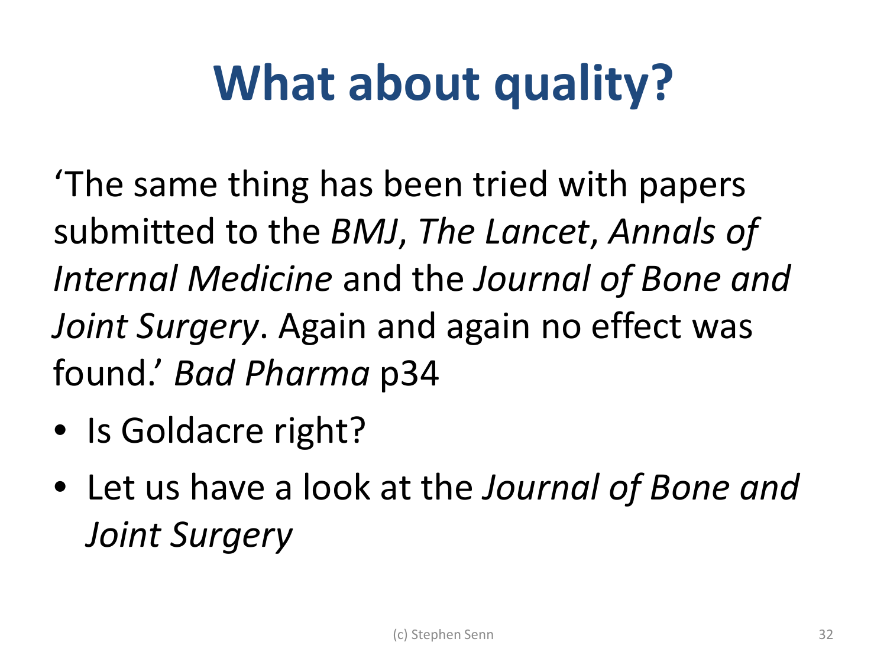# What about quality?

‘The same thing has been tried with papers submitted to the *BMJ*, *The Lancet*, *Annals of Internal Medicine* and the *Journal of Bone and Joint Surgery*. Again and again no effect was found.’ *Bad Pharma* p34

- Is Goldacre right?
- Let us have a look at the *Journal of Bone and Joint Surgery*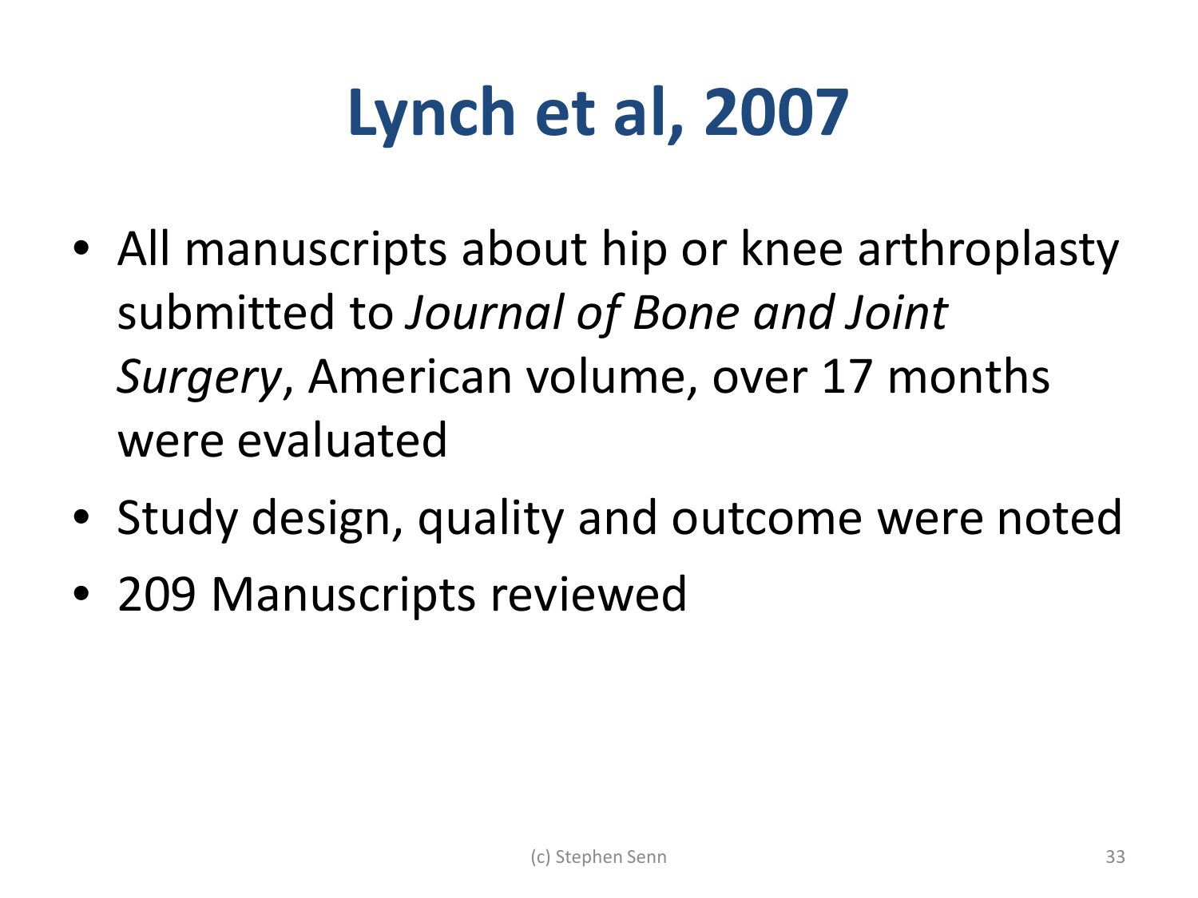# Lynch et al, 2007

- All manuscripts about hip or knee arthroplasty submitted to *Journal of Bone and Joint Surgery*, American volume, over 17 months were evaluated
- Study design, quality and outcome were noted
- 209 Manuscripts reviewed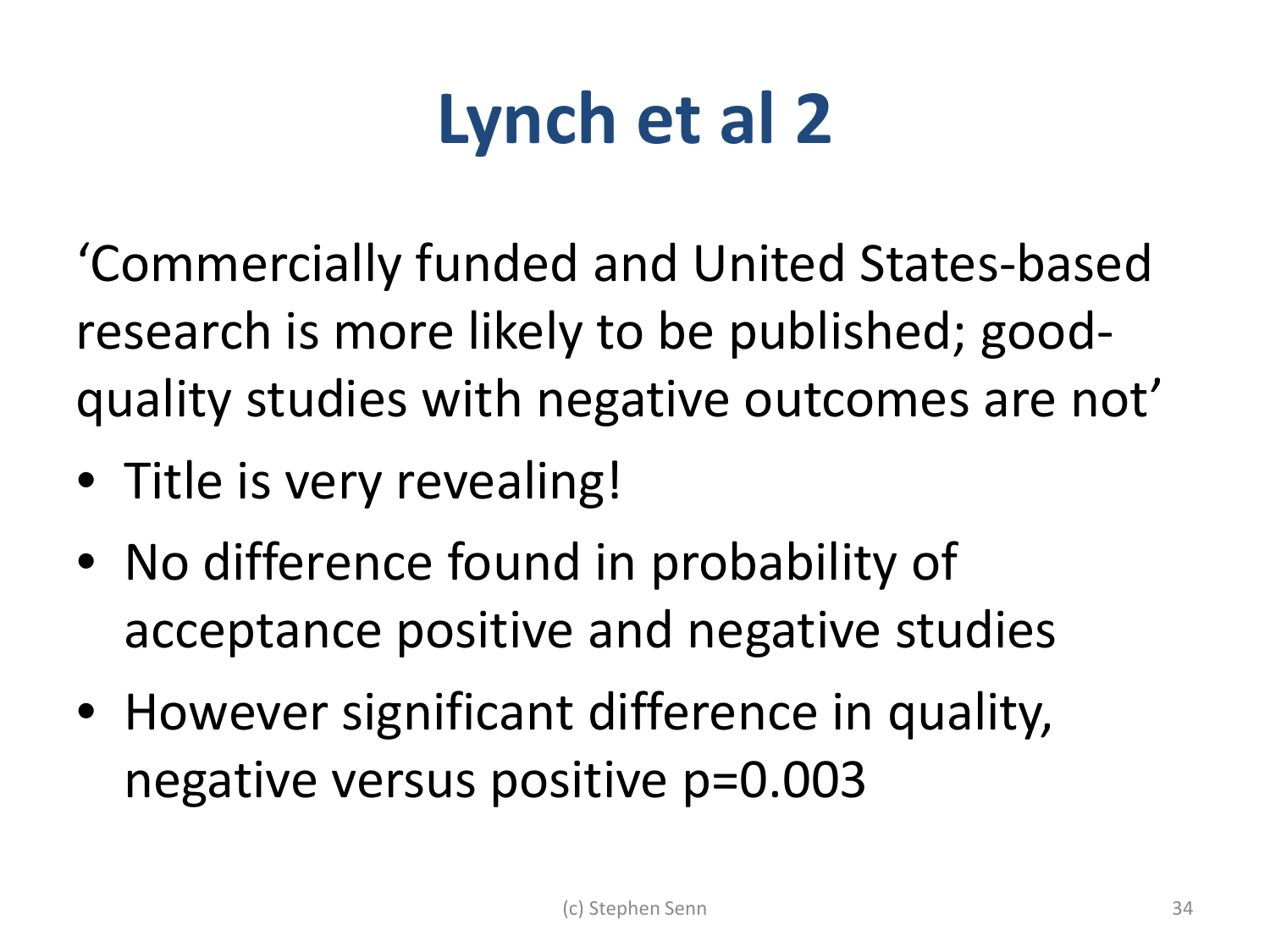# Lynch et al 2

'Commercially funded and United States-based research is more likely to be published; good-quality studies with negative outcomes are not'

- Title is very revealing!
- No difference found in probability of acceptance positive and negative studies
- However significant difference in quality, negative versus positive $p=0.003$

(c) Stephen Senn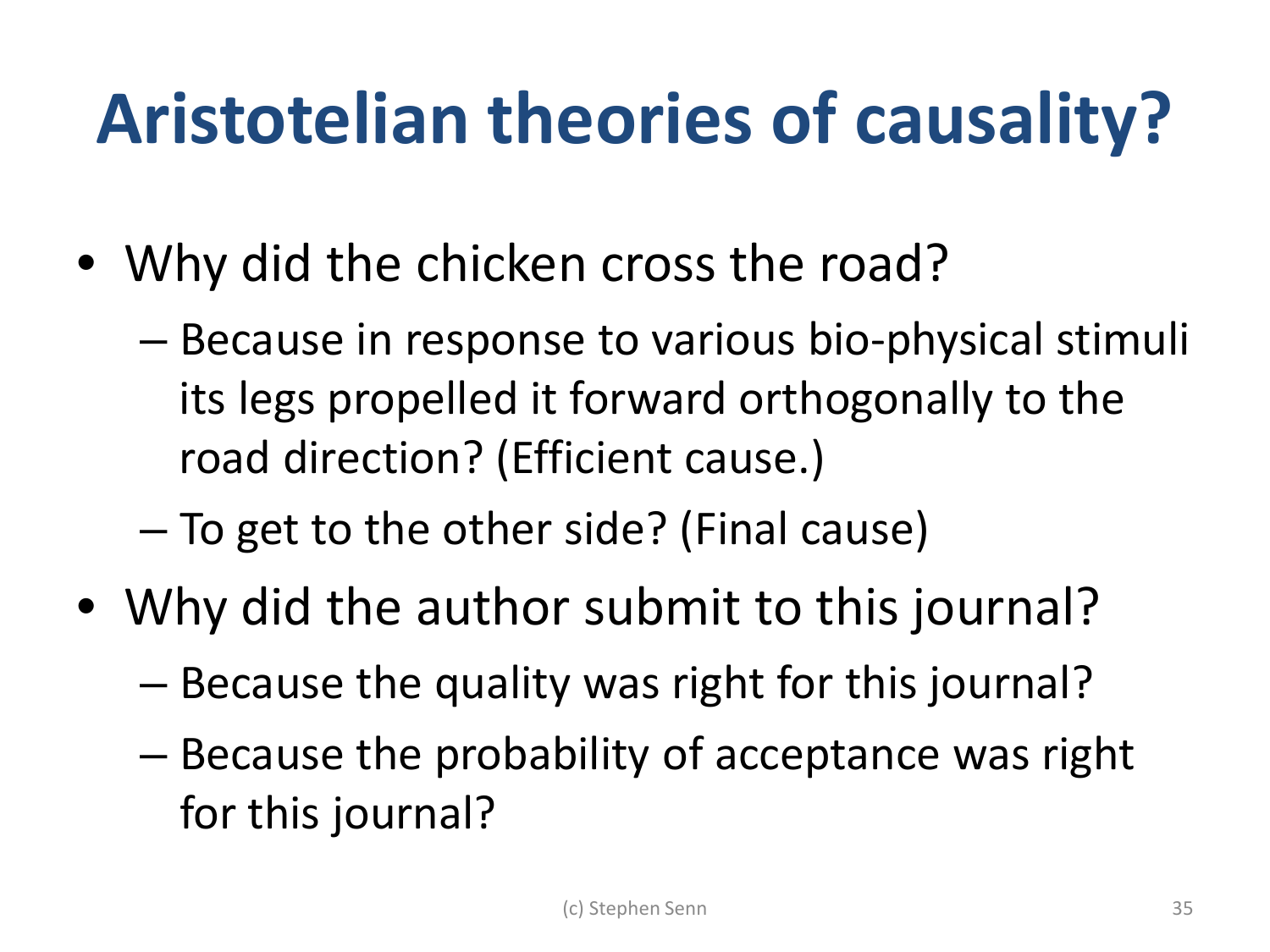# Aristotelian theories of causality?

- Why did the chicken cross the road?
  - Because in response to various bio-physical stimuli its legs propelled it forward orthogonally to the road direction? (Efficient cause.)
  - To get to the other side? (Final cause)
- Why did the author submit to this journal?
  - Because the quality was right for this journal?
  - Because the probability of acceptance was right for this journal?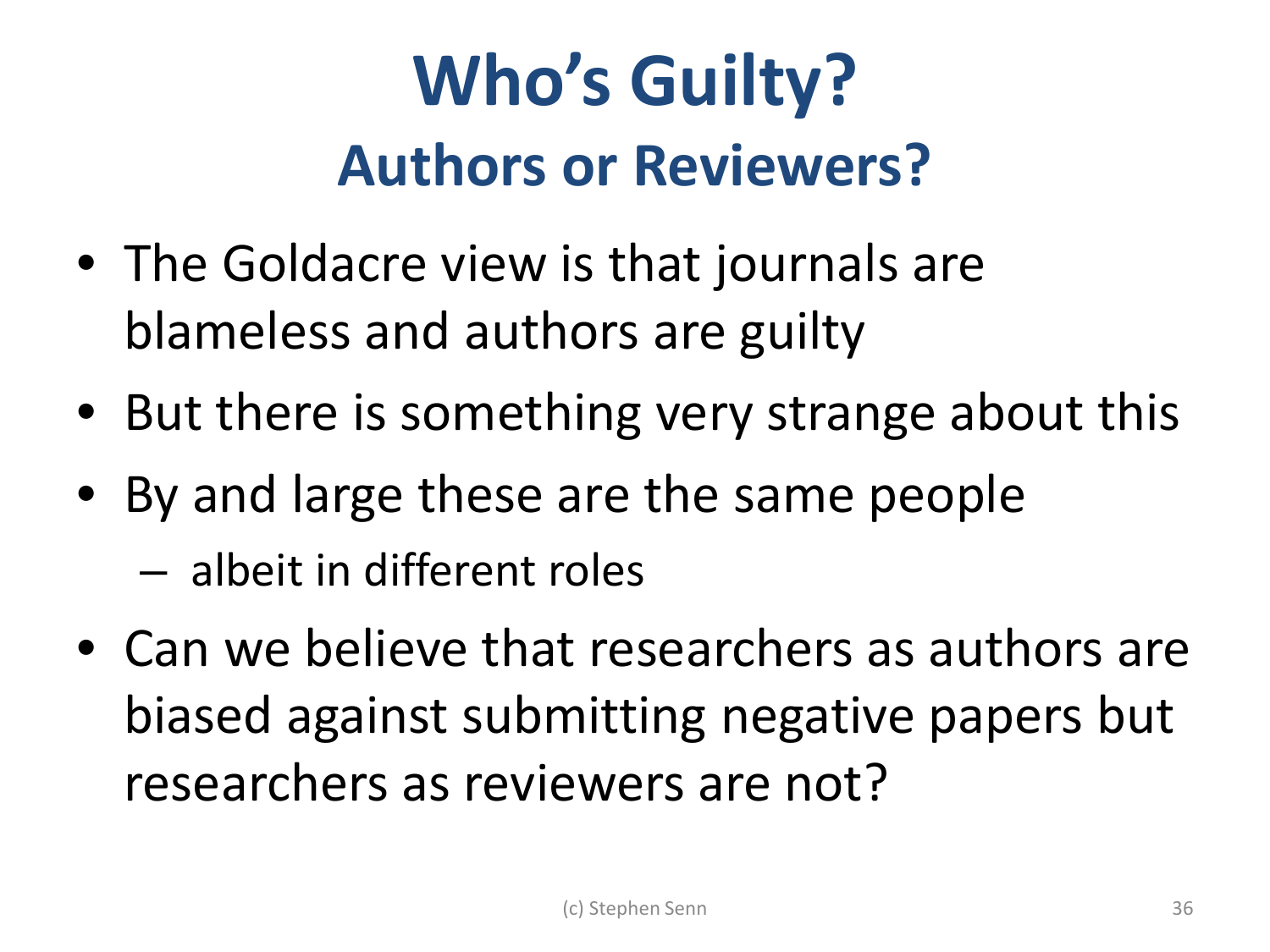# Who's Guilty?
## Authors or Reviewers?

- The Goldacre view is that journals are blameless and authors are guilty
- But there is something very strange about this
- By and large these are the same people
  - albeit in different roles
- Can we believe that researchers as authors are biased against submitting negative papers but researchers as reviewers are not?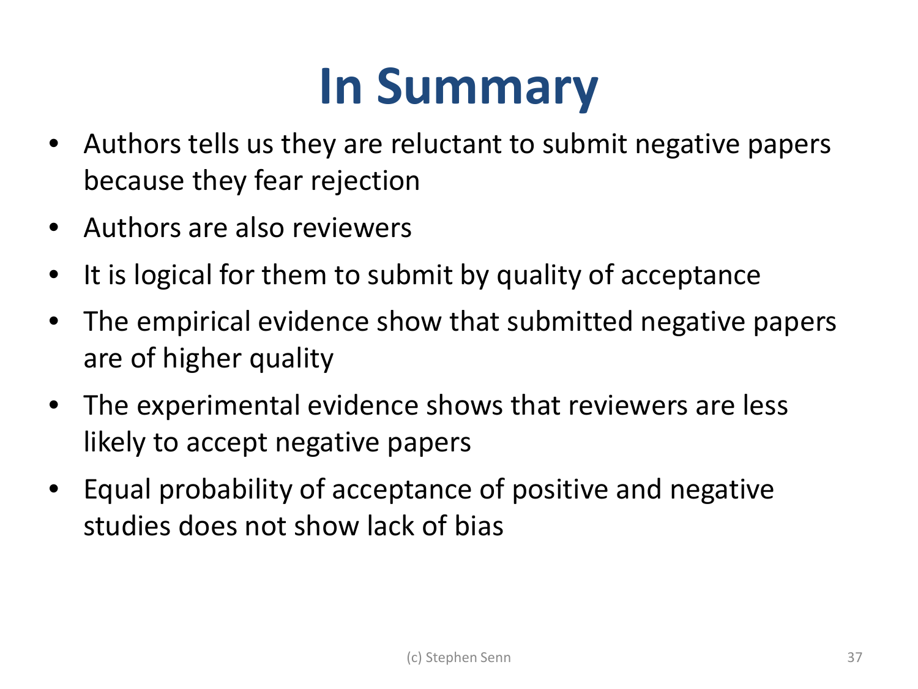# In Summary

- Authors tells us they are reluctant to submit negative papers because they fear rejection
- Authors are also reviewers
- It is logical for them to submit by quality of acceptance
- The empirical evidence show that submitted negative papers are of higher quality
- The experimental evidence shows that reviewers are less likely to accept negative papers
- Equal probability of acceptance of positive and negative studies does not show lack of bias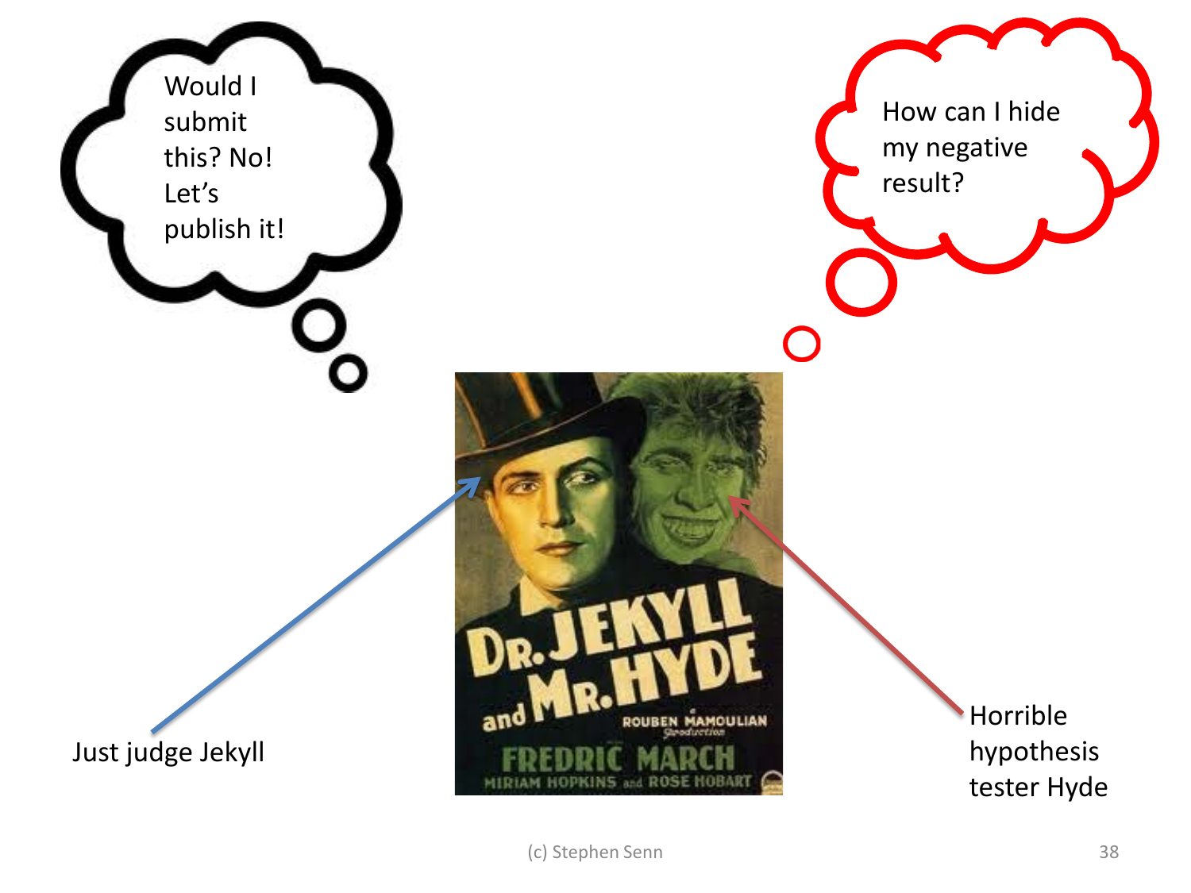Would I submit this? No! Let's publish it!

How can I hide my negative result?

Just judge Jekyll

Horrible hypothesis tester Hyde

(c) Stephen Senn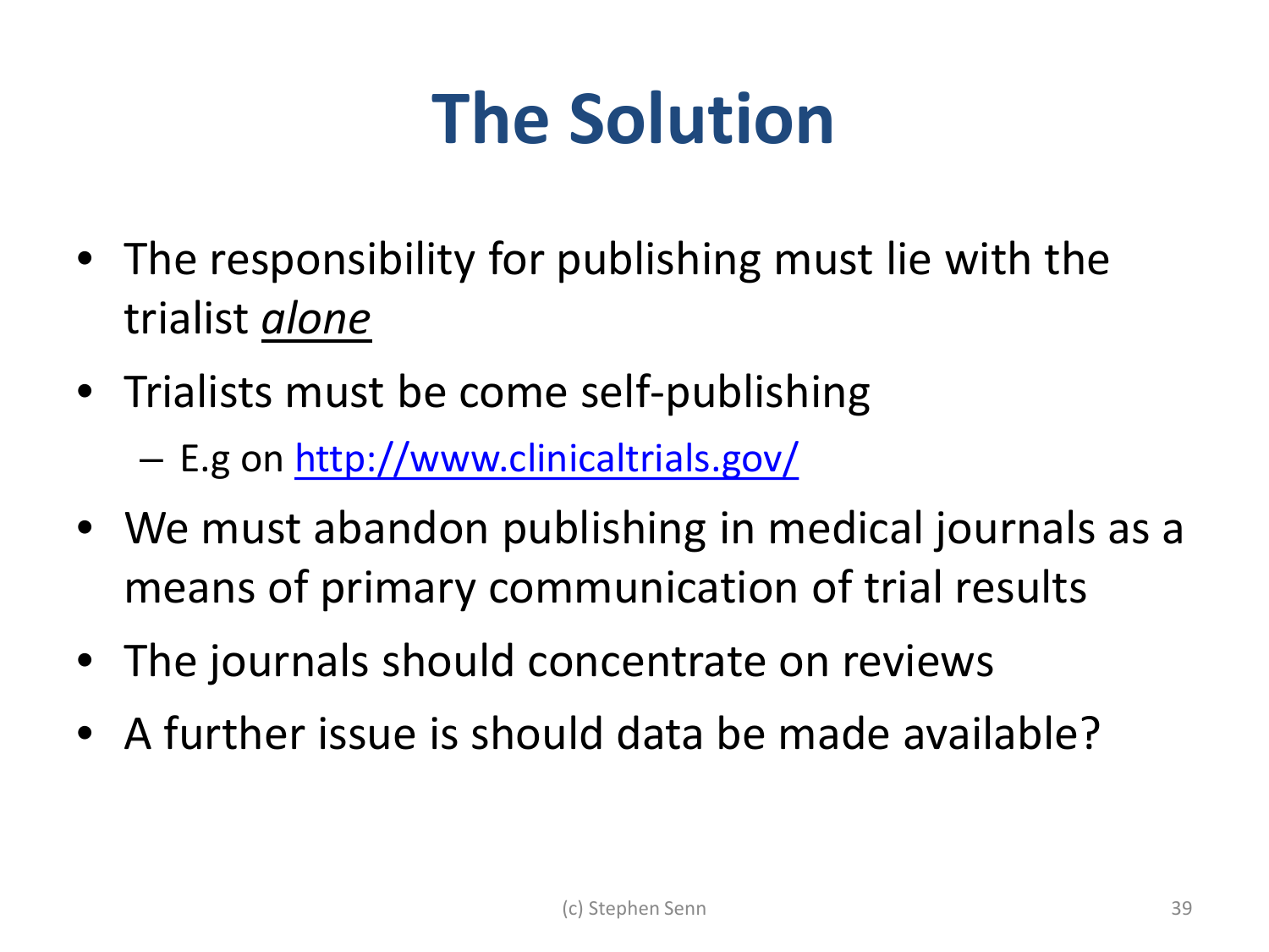# The Solution

- The responsibility for publishing must lie with the trialist *alone*
- Trialists must be come self-publishing
  - E.g on http://www.clinicaltrials.gov/
- We must abandon publishing in medical journals as a means of primary communication of trial results
- The journals should concentrate on reviews
- A further issue is should data be made available?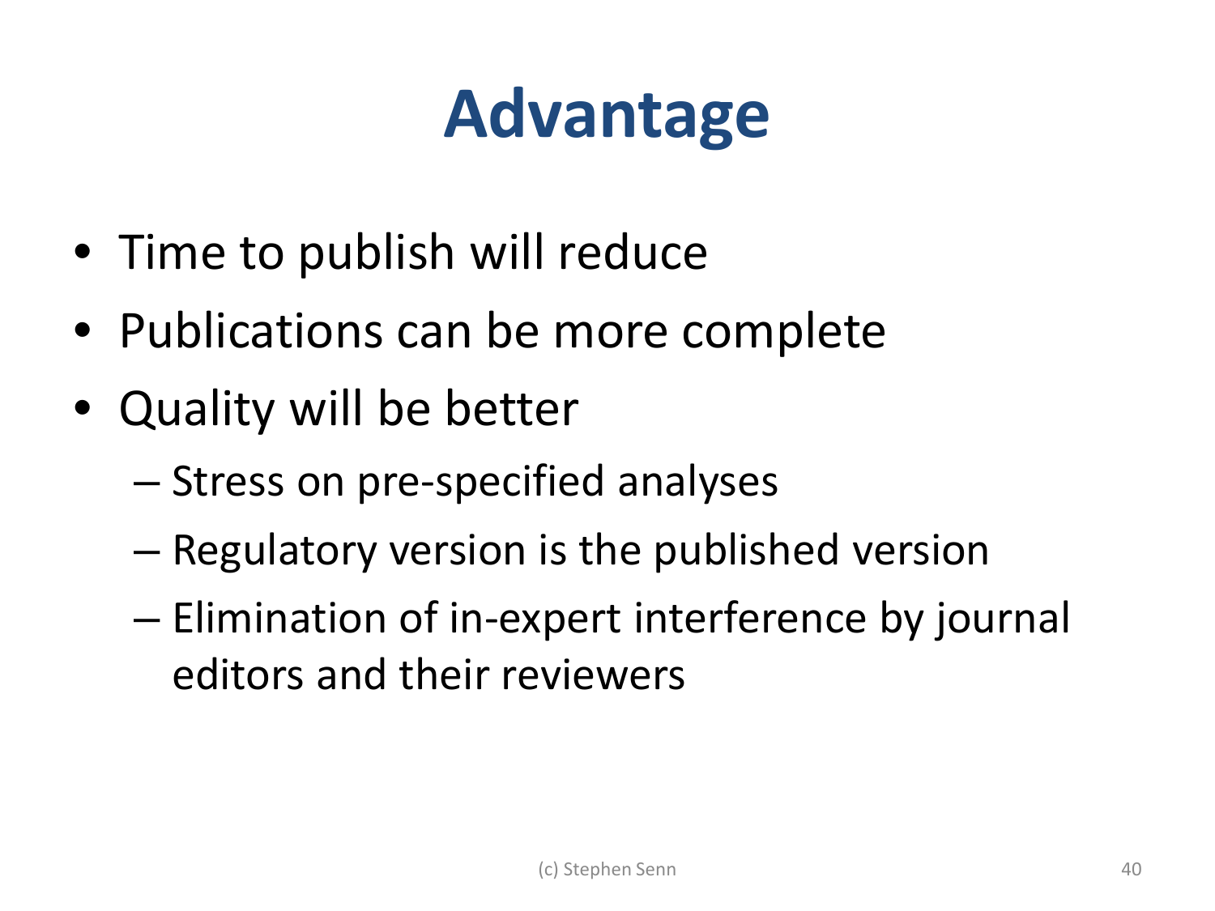# Advantage

- Time to publish will reduce
- Publications can be more complete
- Quality will be better
  - Stress on pre-specified analyses
  - Regulatory version is the published version
  - Elimination of in-expert interference by journal editors and their reviewers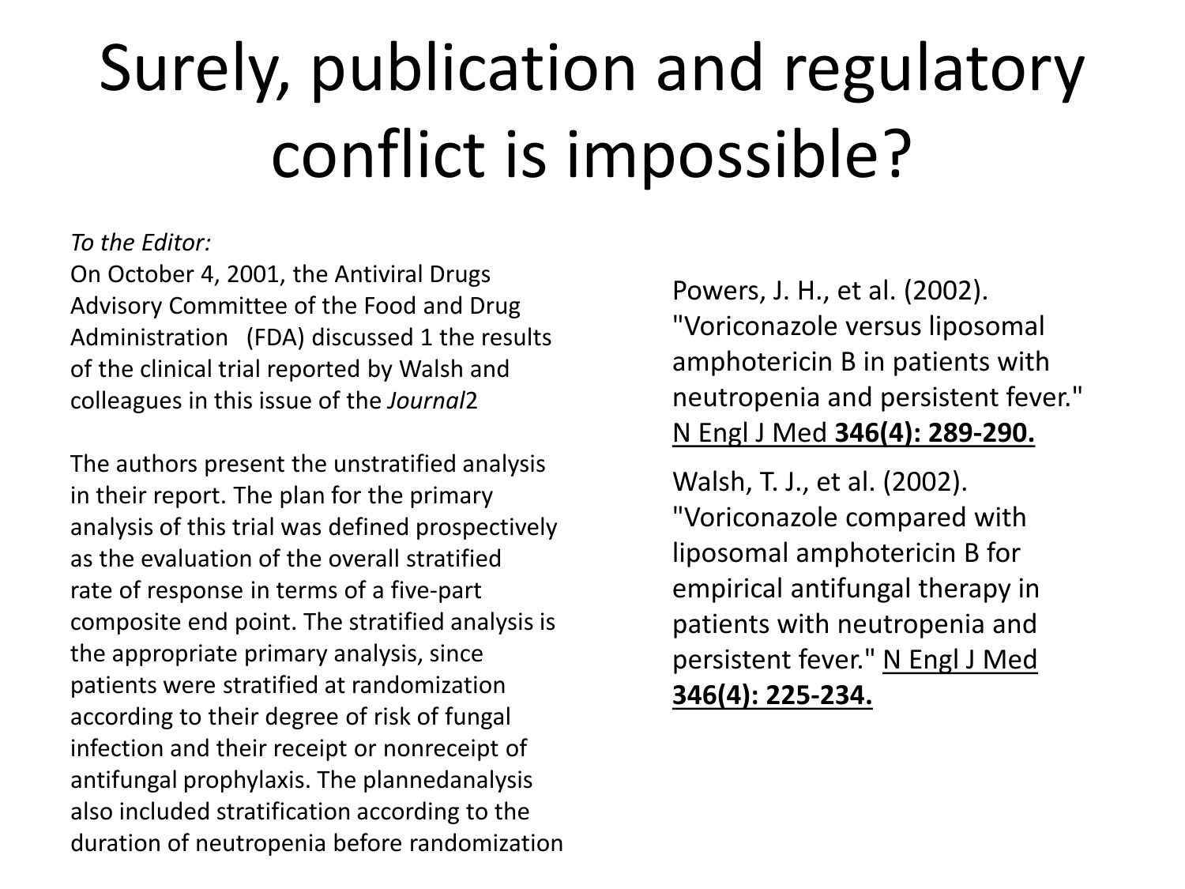# Surely, publication and regulatory conflict is impossible?

*To the Editor:*
On October 4, 2001, the Antiviral Drugs Advisory Committee of the Food and Drug Administration (FDA) discussed 1 the results of the clinical trial reported by Walsh and colleagues in this issue of the *Journal*2

The authors present the unstratified analysis in their report. The plan for the primary analysis of this trial was defined prospectively as the evaluation of the overall stratified rate of response in terms of a five-part composite end point. The stratified analysis is the appropriate primary analysis, since patients were stratified at randomization according to their degree of risk of fungal infection and their receipt or nonreceipt of antifungal prophylaxis. The plannedanalysis also included stratification according to the duration of neutropenia before randomization

Powers, J. H., et al. (2002). "Voriconazole versus liposomal amphotericin B in patients with neutropenia and persistent fever." N Engl J Med **346(4): 289-290.**

Walsh, T. J., et al. (2002). "Voriconazole compared with liposomal amphotericin B for empirical antifungal therapy in patients with neutropenia and persistent fever." N Engl J Med **346(4): 225-234.**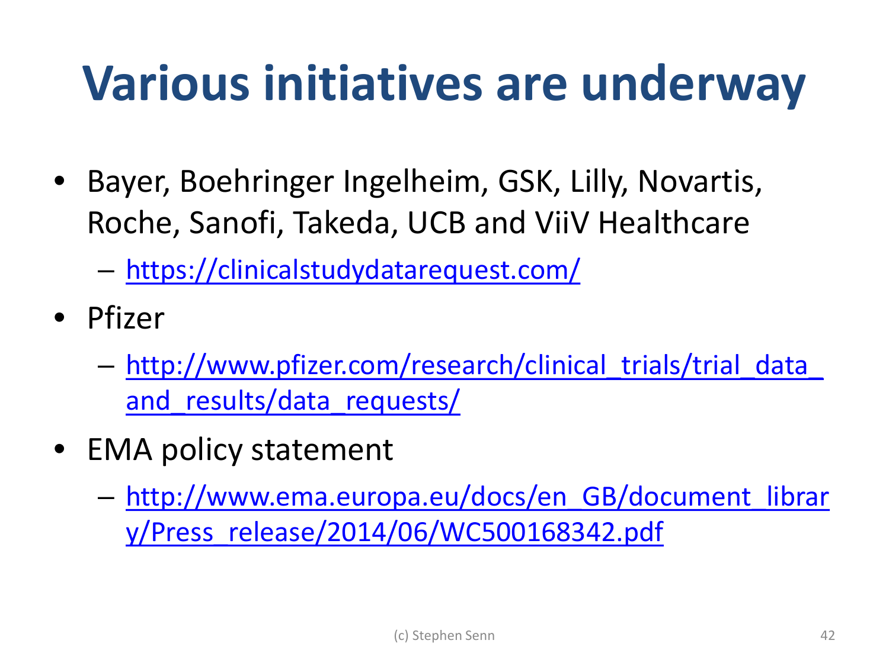# Various initiatives are underway

- Bayer, Boehringer Ingelheim, GSK, Lilly, Novartis, Roche, Sanofi, Takeda, UCB and ViiV Healthcare
  - https://clinicalstudydatarequest.com/
- Pfizer
  - http://www.pfizer.com/research/clinical_trials/trial_data_and_results/data_requests/
- EMA policy statement
  - http://www.ema.europa.eu/docs/en_GB/document_library/Press_release/2014/06/WC500168342.pdf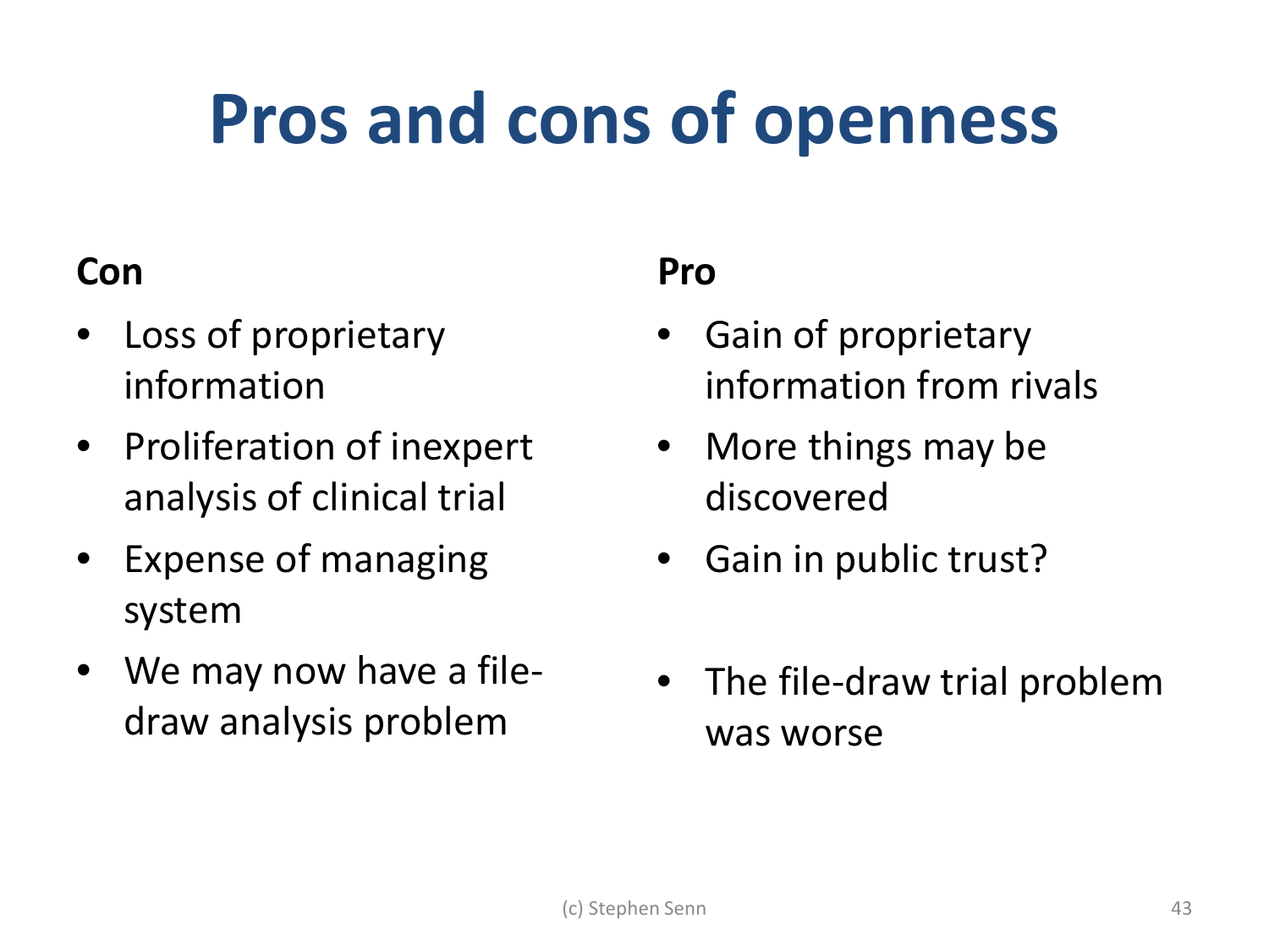# Pros and cons of openness

**Con**

- Loss of proprietary information
- Proliferation of inexpert analysis of clinical trial
- Expense of managing system
- We may now have a file-draw analysis problem

**Pro**

- Gain of proprietary information from rivals
- More things may be discovered
- Gain in public trust?
- The file-draw trial problem was worse

(c) Stephen Senn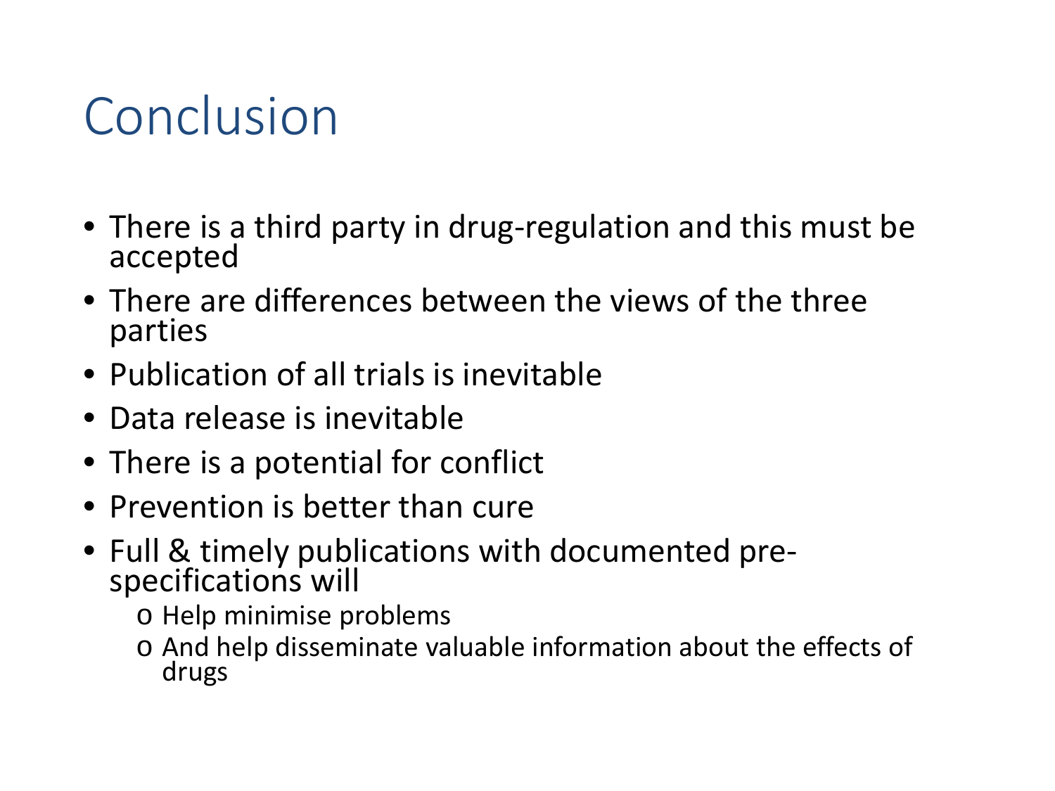# Conclusion

- There is a third party in drug-regulation and this must be accepted
- There are differences between the views of the three parties
- Publication of all trials is inevitable
- Data release is inevitable
- There is a potential for conflict
- Prevention is better than cure
- Full & timely publications with documented pre-specifications will
  - Help minimise problems
  - And help disseminate valuable information about the effects of drugs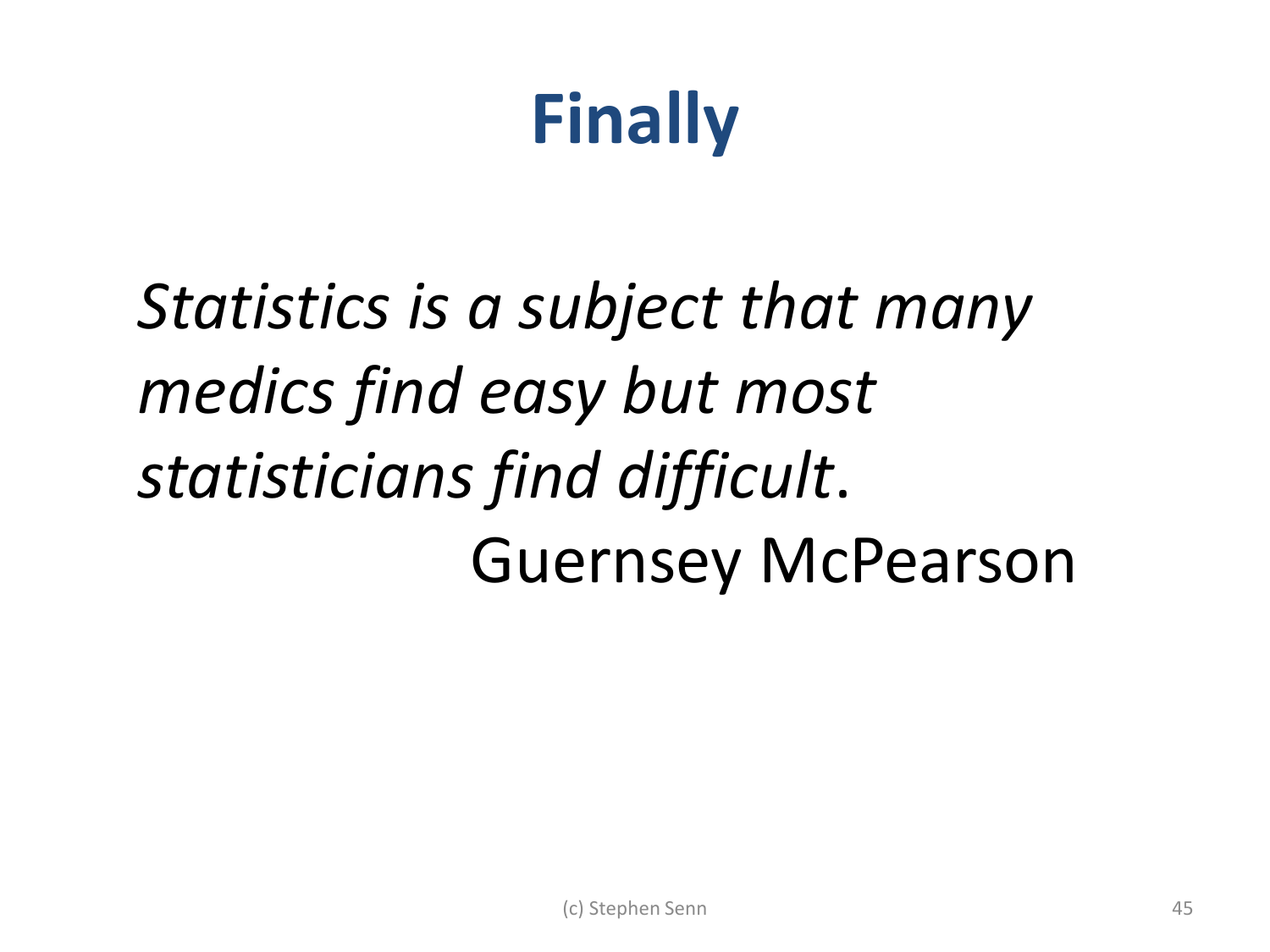# Finally

*Statistics is a subject that many medics find easy but most statisticians find difficult*.

Guernsey McPearson